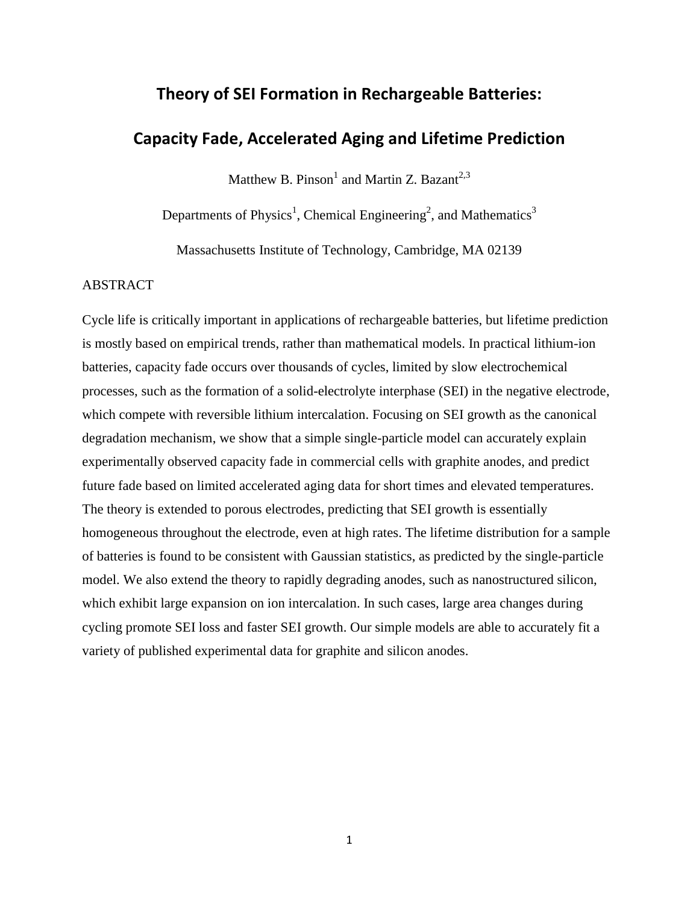# Theory of SEI Formation in Rechargeable Batteries:

# Capacity Fade, Accelerated Aging and Lifetime Prediction

Matthew B. Pinson[1] and Martin Z. Bazant[2,3]

Departments of Physics[1], Chemical Engineering[2], and Mathematics[3]

Massachusetts Institute of Technology, Cambridge, MA 02139

## ABSTRACT

Cycle life is critically important in applications of rechargeable batteries, but lifetime prediction is mostly based on empirical trends, rather than mathematical models. In practical lithium-ion batteries, capacity fade occurs over thousands of cycles, limited by slow electrochemical processes, such as the formation of a solid-electrolyte interphase (SEI) in the negative electrode, which compete with reversible lithium intercalation. Focusing on SEI growth as the canonical degradation mechanism, we show that a simple single-particle model can accurately explain experimentally observed capacity fade in commercial cells with graphite anodes, and predict future fade based on limited accelerated aging data for short times and elevated temperatures. The theory is extended to porous electrodes, predicting that SEI growth is essentially homogeneous throughout the electrode, even at high rates. The lifetime distribution for a sample of batteries is found to be consistent with Gaussian statistics, as predicted by the single-particle model. We also extend the theory to rapidly degrading anodes, such as nanostructured silicon, which exhibit large expansion on ion intercalation. In such cases, large area changes during cycling promote SEI loss and faster SEI growth. Our simple models are able to accurately fit a variety of published experimental data for graphite and silicon anodes.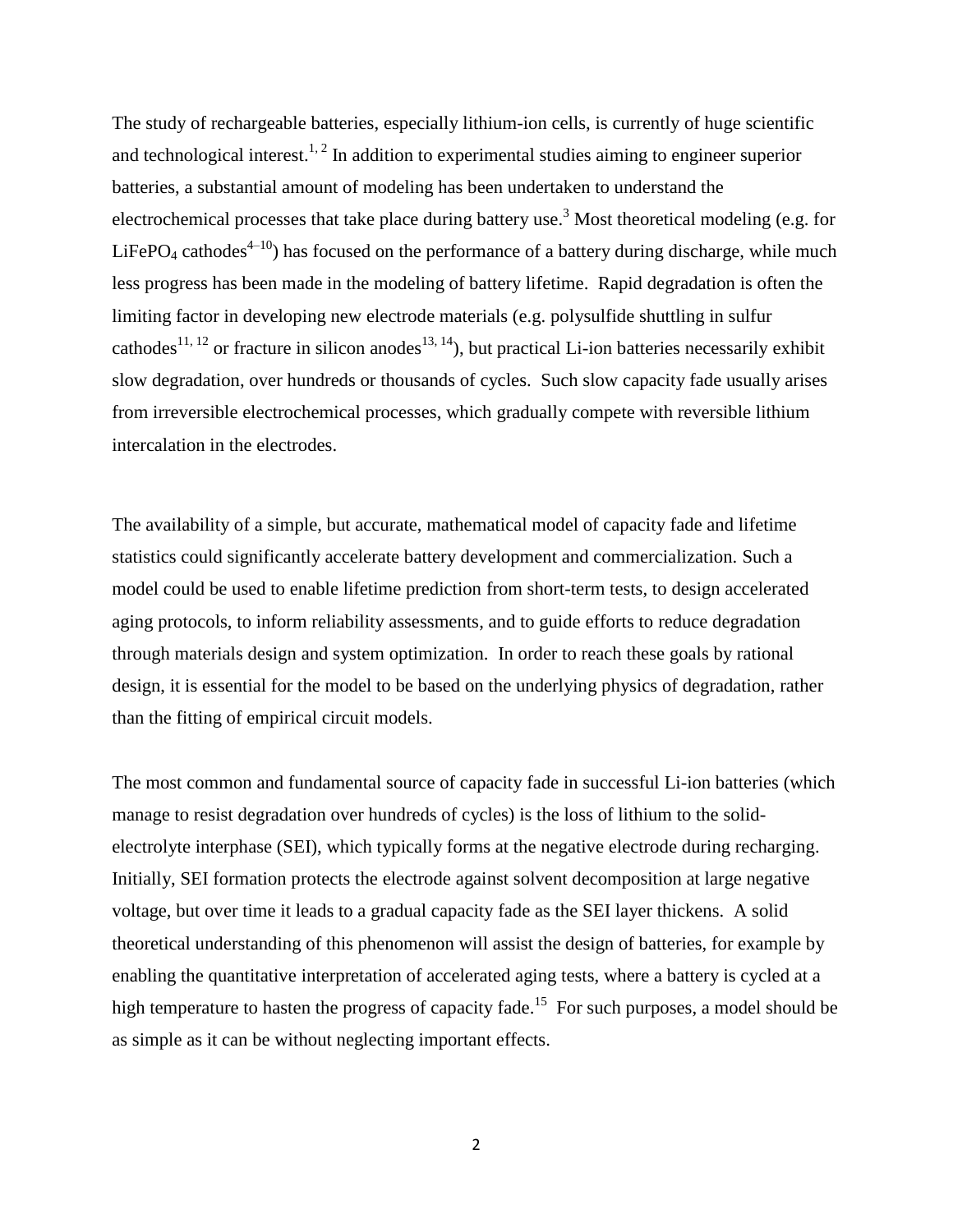The study of rechargeable batteries, especially lithium-ion cells, is currently of huge scientific and technological interest.[1, 2] In addition to experimental studies aiming to engineer superior batteries, a substantial amount of modeling has been undertaken to understand the electrochemical processes that take place during battery use.[3] Most theoretical modeling (e.g. for $LiFePO_4$ cathodes[4–10]) has focused on the performance of a battery during discharge, while much less progress has been made in the modeling of battery lifetime. Rapid degradation is often the limiting factor in developing new electrode materials (e.g. polysulfide shuttling in sulfur cathodes[11, 12] or fracture in silicon anodes[13, 14]), but practical Li-ion batteries necessarily exhibit slow degradation, over hundreds or thousands of cycles. Such slow capacity fade usually arises from irreversible electrochemical processes, which gradually compete with reversible lithium intercalation in the electrodes.

The availability of a simple, but accurate, mathematical model of capacity fade and lifetime statistics could significantly accelerate battery development and commercialization. Such a model could be used to enable lifetime prediction from short-term tests, to design accelerated aging protocols, to inform reliability assessments, and to guide efforts to reduce degradation through materials design and system optimization. In order to reach these goals by rational design, it is essential for the model to be based on the underlying physics of degradation, rather than the fitting of empirical circuit models.

The most common and fundamental source of capacity fade in successful Li-ion batteries (which manage to resist degradation over hundreds of cycles) is the loss of lithium to the solid-electrolyte interphase (SEI), which typically forms at the negative electrode during recharging. Initially, SEI formation protects the electrode against solvent decomposition at large negative voltage, but over time it leads to a gradual capacity fade as the SEI layer thickens. A solid theoretical understanding of this phenomenon will assist the design of batteries, for example by enabling the quantitative interpretation of accelerated aging tests, where a battery is cycled at a high temperature to hasten the progress of capacity fade.[15] For such purposes, a model should be as simple as it can be without neglecting important effects.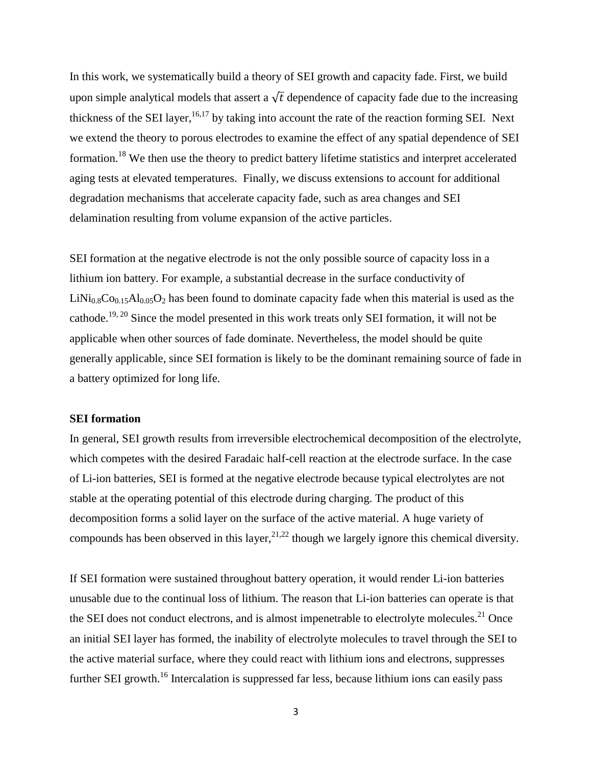In this work, we systematically build a theory of SEI growth and capacity fade. First, we build upon simple analytical models that assert a $\sqrt{t}$ dependence of capacity fade due to the increasing thickness of the SEI layer,[16,17] by taking into account the rate of the reaction forming SEI. Next we extend the theory to porous electrodes to examine the effect of any spatial dependence of SEI formation.[18] We then use the theory to predict battery lifetime statistics and interpret accelerated aging tests at elevated temperatures. Finally, we discuss extensions to account for additional degradation mechanisms that accelerate capacity fade, such as area changes and SEI delamination resulting from volume expansion of the active particles.

SEI formation at the negative electrode is not the only possible source of capacity loss in a lithium ion battery. For example, a substantial decrease in the surface conductivity of $LiNi_{0.8}Co_{0.15}Al_{0.05}O_2$ has been found to dominate capacity fade when this material is used as the cathode.[19, 20] Since the model presented in this work treats only SEI formation, it will not be applicable when other sources of fade dominate. Nevertheless, the model should be quite generally applicable, since SEI formation is likely to be the dominant remaining source of fade in a battery optimized for long life.

**SEI formation**

In general, SEI growth results from irreversible electrochemical decomposition of the electrolyte, which competes with the desired Faradaic half-cell reaction at the electrode surface. In the case of Li-ion batteries, SEI is formed at the negative electrode because typical electrolytes are not stable at the operating potential of this electrode during charging. The product of this decomposition forms a solid layer on the surface of the active material. A huge variety of compounds has been observed in this layer,[21,22] though we largely ignore this chemical diversity.

If SEI formation were sustained throughout battery operation, it would render Li-ion batteries unusable due to the continual loss of lithium. The reason that Li-ion batteries can operate is that the SEI does not conduct electrons, and is almost impenetrable to electrolyte molecules.[21] Once an initial SEI layer has formed, the inability of electrolyte molecules to travel through the SEI to the active material surface, where they could react with lithium ions and electrons, suppresses further SEI growth.[16] Intercalation is suppressed far less, because lithium ions can easily pass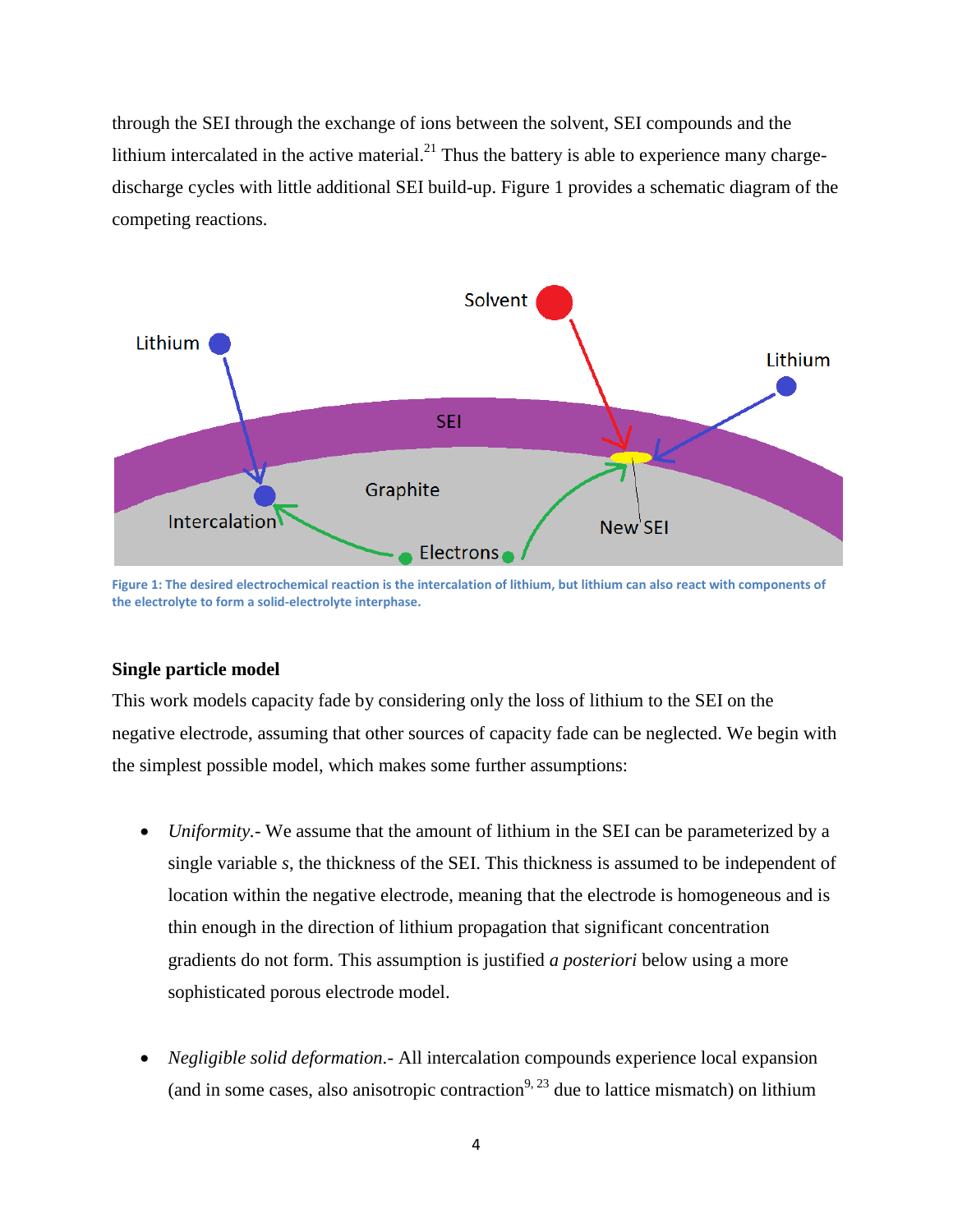through the SEI through the exchange of ions between the solvent, SEI compounds and the lithium intercalated in the active material.[21] Thus the battery is able to experience many charge-discharge cycles with little additional SEI build-up. Figure 1 provides a schematic diagram of the competing reactions.

Figure 1: The desired electrochemical reaction is the intercalation of lithium, but lithium can also react with components of the electrolyte to form a solid-electrolyte interphase.

**Single particle model**

This work models capacity fade by considering only the loss of lithium to the SEI on the negative electrode, assuming that other sources of capacity fade can be neglected. We begin with the simplest possible model, which makes some further assumptions:

- *Uniformity.*- We assume that the amount of lithium in the SEI can be parameterized by a single variable $s$, the thickness of the SEI. This thickness is assumed to be independent of location within the negative electrode, meaning that the electrode is homogeneous and is thin enough in the direction of lithium propagation that significant concentration gradients do not form. This assumption is justified *a posteriori* below using a more sophisticated porous electrode model.

- *Negligible solid deformation.*- All intercalation compounds experience local expansion (and in some cases, also anisotropic contraction[9, 23] due to lattice mismatch) on lithium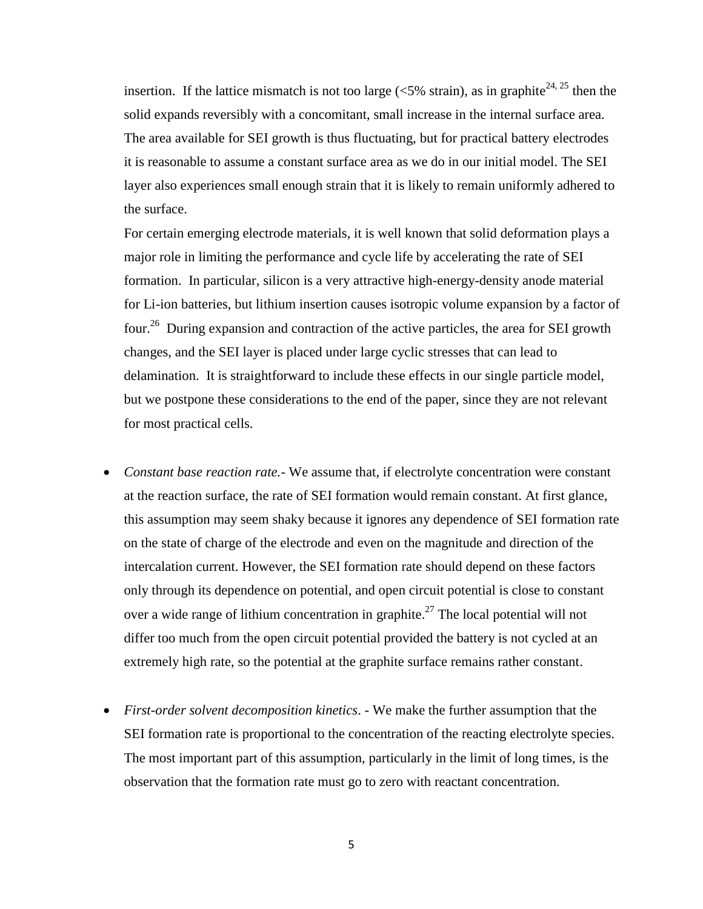insertion. If the lattice mismatch is not too large (<5% strain), as in graphite[24, 25] then the solid expands reversibly with a concomitant, small increase in the internal surface area. The area available for SEI growth is thus fluctuating, but for practical battery electrodes it is reasonable to assume a constant surface area as we do in our initial model. The SEI layer also experiences small enough strain that it is likely to remain uniformly adhered to the surface.

For certain emerging electrode materials, it is well known that solid deformation plays a major role in limiting the performance and cycle life by accelerating the rate of SEI formation. In particular, silicon is a very attractive high-energy-density anode material for Li-ion batteries, but lithium insertion causes isotropic volume expansion by a factor of four.[26] During expansion and contraction of the active particles, the area for SEI growth changes, and the SEI layer is placed under large cyclic stresses that can lead to delamination. It is straightforward to include these effects in our single particle model, but we postpone these considerations to the end of the paper, since they are not relevant for most practical cells.

- *Constant base reaction rate.*- We assume that, if electrolyte concentration were constant at the reaction surface, the rate of SEI formation would remain constant. At first glance, this assumption may seem shaky because it ignores any dependence of SEI formation rate on the state of charge of the electrode and even on the magnitude and direction of the intercalation current. However, the SEI formation rate should depend on these factors only through its dependence on potential, and open circuit potential is close to constant over a wide range of lithium concentration in graphite.[27] The local potential will not differ too much from the open circuit potential provided the battery is not cycled at an extremely high rate, so the potential at the graphite surface remains rather constant.

- *First-order solvent decomposition kinetics*. - We make the further assumption that the SEI formation rate is proportional to the concentration of the reacting electrolyte species. The most important part of this assumption, particularly in the limit of long times, is the observation that the formation rate must go to zero with reactant concentration.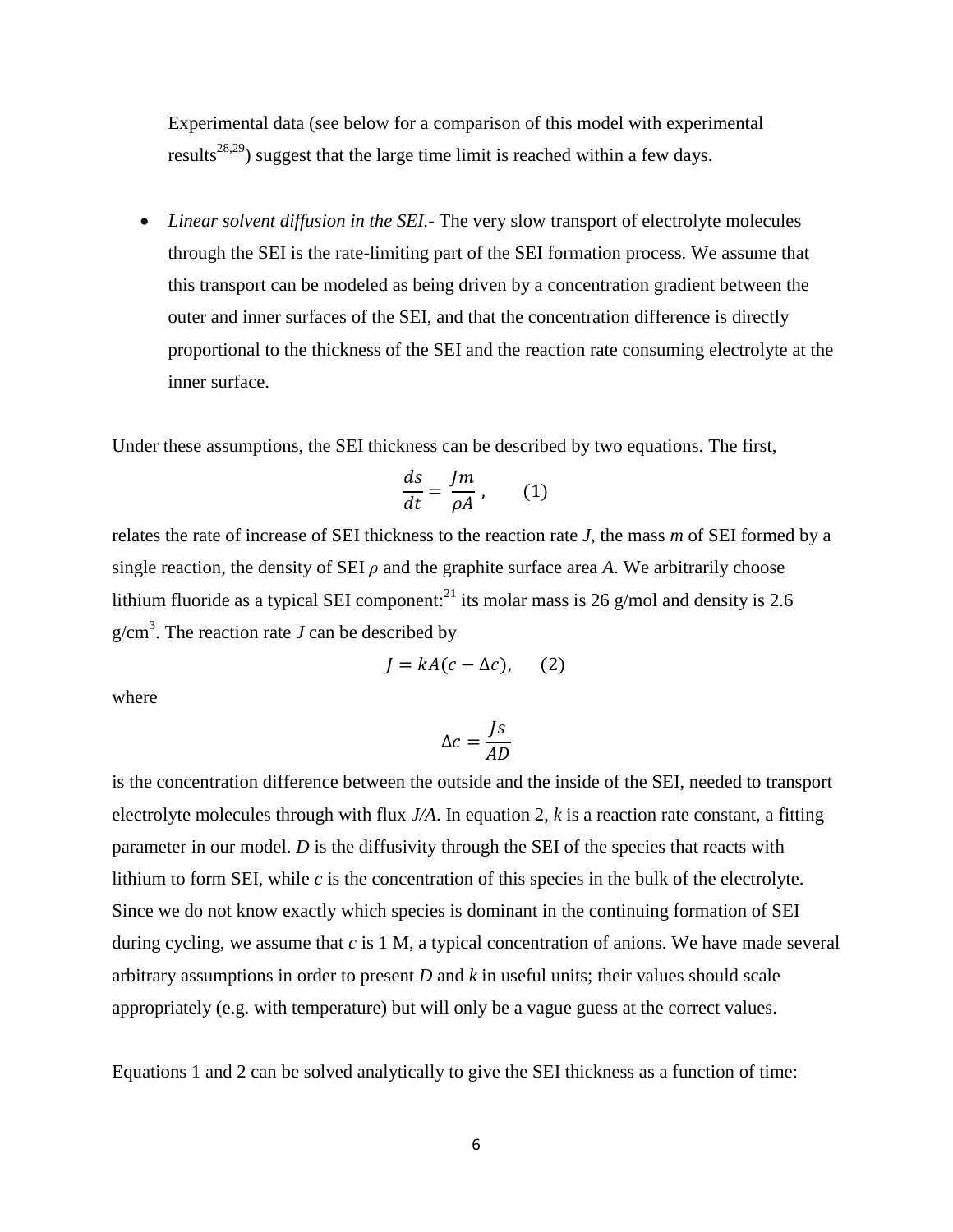Experimental data (see below for a comparison of this model with experimental results[28,29]) suggest that the large time limit is reached within a few days.

- *Linear solvent diffusion in the SEI.*- The very slow transport of electrolyte molecules through the SEI is the rate-limiting part of the SEI formation process. We assume that this transport can be modeled as being driven by a concentration gradient between the outer and inner surfaces of the SEI, and that the concentration difference is directly proportional to the thickness of the SEI and the reaction rate consuming electrolyte at the inner surface.

Under these assumptions, the SEI thickness can be described by two equations. The first,

$$\frac{ds}{dt} = \frac{Jm}{\rho A}, \qquad (1)$$

relates the rate of increase of SEI thickness to the reaction rate $J$, the mass $m$ of SEI formed by a single reaction, the density of SEI $\rho$ and the graphite surface area $A$. We arbitrarily choose lithium fluoride as a typical SEI component:[21] its molar mass is 26 g/mol and density is 2.6 $g/cm^3$. The reaction rate $J$ can be described by

$$J = kA(c - \Delta c), \qquad (2)$$

where

$$\Delta c = \frac{Js}{AD}$$

is the concentration difference between the outside and the inside of the SEI, needed to transport electrolyte molecules through with flux $J/A$. In equation 2, $k$ is a reaction rate constant, a fitting parameter in our model. $D$ is the diffusivity through the SEI of the species that reacts with lithium to form SEI, while $c$ is the concentration of this species in the bulk of the electrolyte. Since we do not know exactly which species is dominant in the continuing formation of SEI during cycling, we assume that $c$ is 1 M, a typical concentration of anions. We have made several arbitrary assumptions in order to present $D$ and $k$ in useful units; their values should scale appropriately (e.g. with temperature) but will only be a vague guess at the correct values.

Equations 1 and 2 can be solved analytically to give the SEI thickness as a function of time: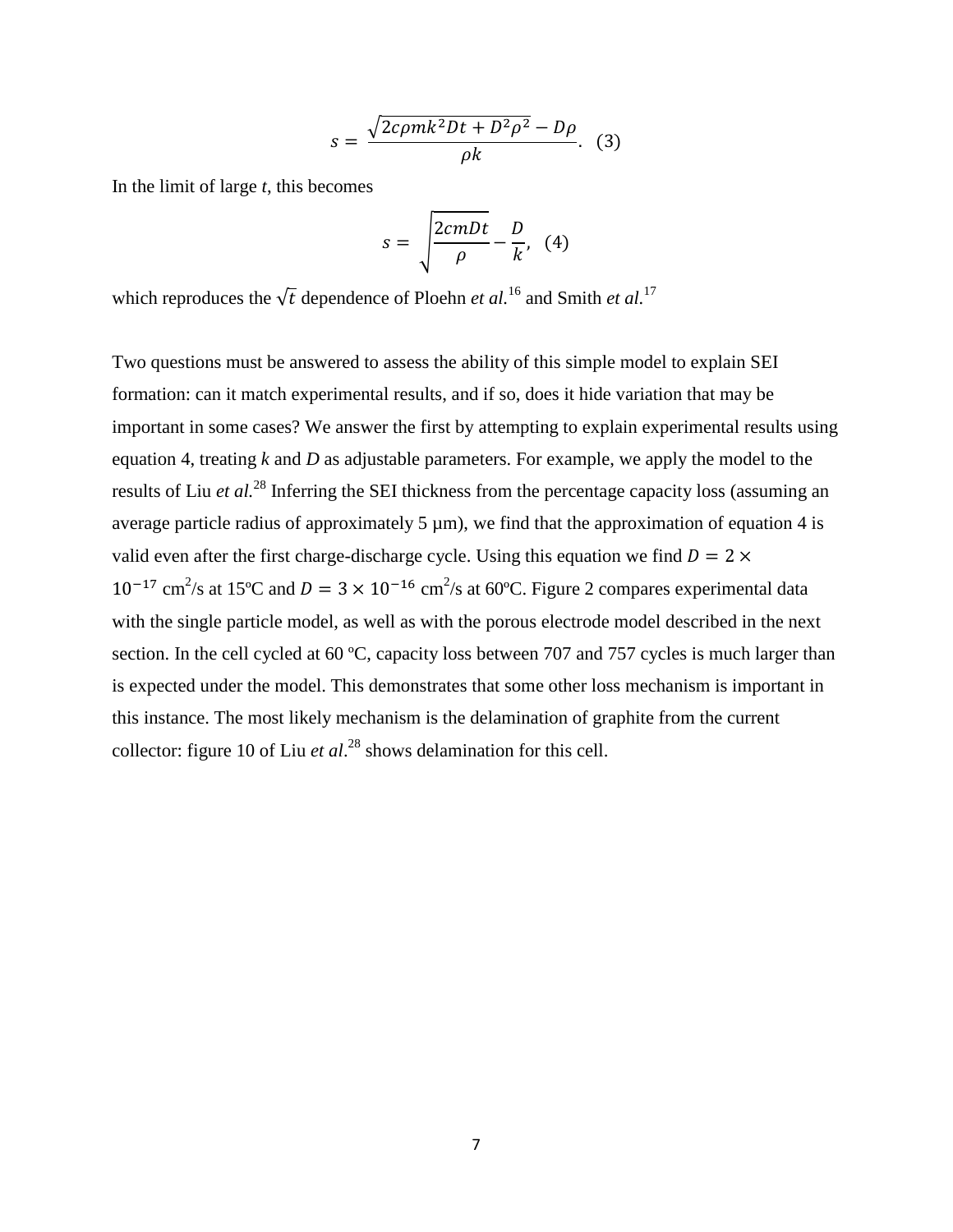$$s = \frac{\sqrt{2c\rho mk^2Dt + D^2\rho^2} - D\rho}{\rho k}. \quad (3)$$

In the limit of large *t*, this becomes

$$s = \sqrt{\frac{2cmDt}{\rho}} - \frac{D}{k}, \quad (4)$$

which reproduces the $\sqrt{t}$ dependence of Ploehn *et al.*[16] and Smith *et al.*[17]

Two questions must be answered to assess the ability of this simple model to explain SEI formation: can it match experimental results, and if so, does it hide variation that may be important in some cases? We answer the first by attempting to explain experimental results using equation 4, treating *k* and *D* as adjustable parameters. For example, we apply the model to the results of Liu *et al.*[28] Inferring the SEI thickness from the percentage capacity loss (assuming an average particle radius of approximately 5 µm), we find that the approximation of equation 4 is valid even after the first charge-discharge cycle. Using this equation we find $D = 2 \times 10^{-17}$ cm$^2$/s at 15ºC and $D = 3 \times 10^{-16}$ cm$^2$/s at 60ºC. Figure 2 compares experimental data with the single particle model, as well as with the porous electrode model described in the next section. In the cell cycled at 60 ºC, capacity loss between 707 and 757 cycles is much larger than is expected under the model. This demonstrates that some other loss mechanism is important in this instance. The most likely mechanism is the delamination of graphite from the current collector: figure 10 of Liu *et al*.[28] shows delamination for this cell.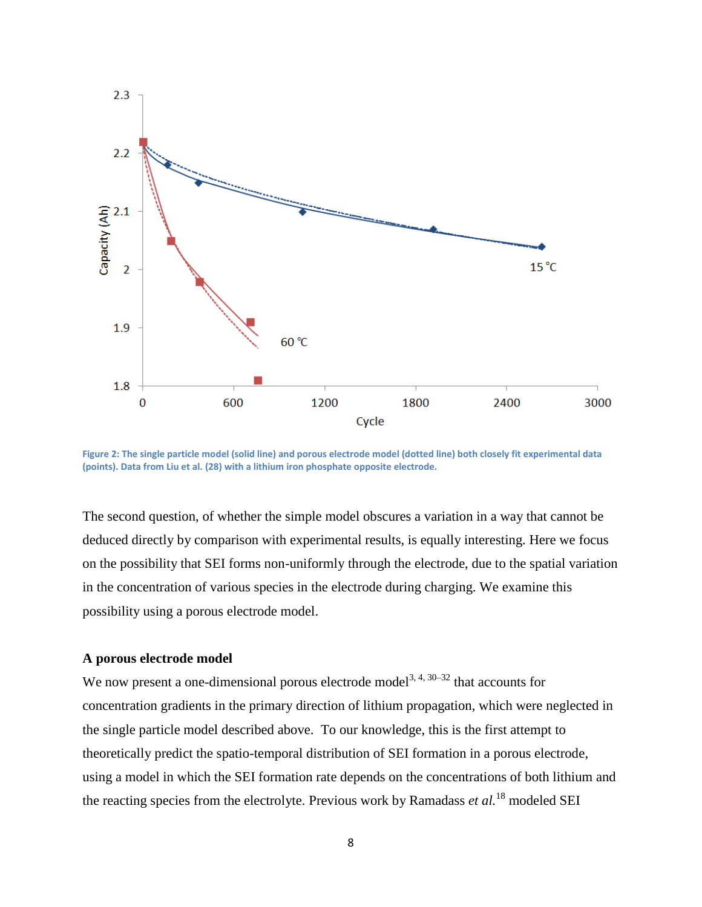Figure 2: The single particle model (solid line) and porous electrode model (dotted line) both closely fit experimental data (points). Data from Liu et al. (28) with a lithium iron phosphate opposite electrode.

The second question, of whether the simple model obscures a variation in a way that cannot be deduced directly by comparison with experimental results, is equally interesting. Here we focus on the possibility that SEI forms non-uniformly through the electrode, due to the spatial variation in the concentration of various species in the electrode during charging. We examine this possibility using a porous electrode model.

### A porous electrode model

We now present a one-dimensional porous electrode model[3, 4, 30–32] that accounts for concentration gradients in the primary direction of lithium propagation, which were neglected in the single particle model described above. To our knowledge, this is the first attempt to theoretically predict the spatio-temporal distribution of SEI formation in a porous electrode, using a model in which the SEI formation rate depends on the concentrations of both lithium and the reacting species from the electrolyte. Previous work by Ramadass *et al.*[18] modeled SEI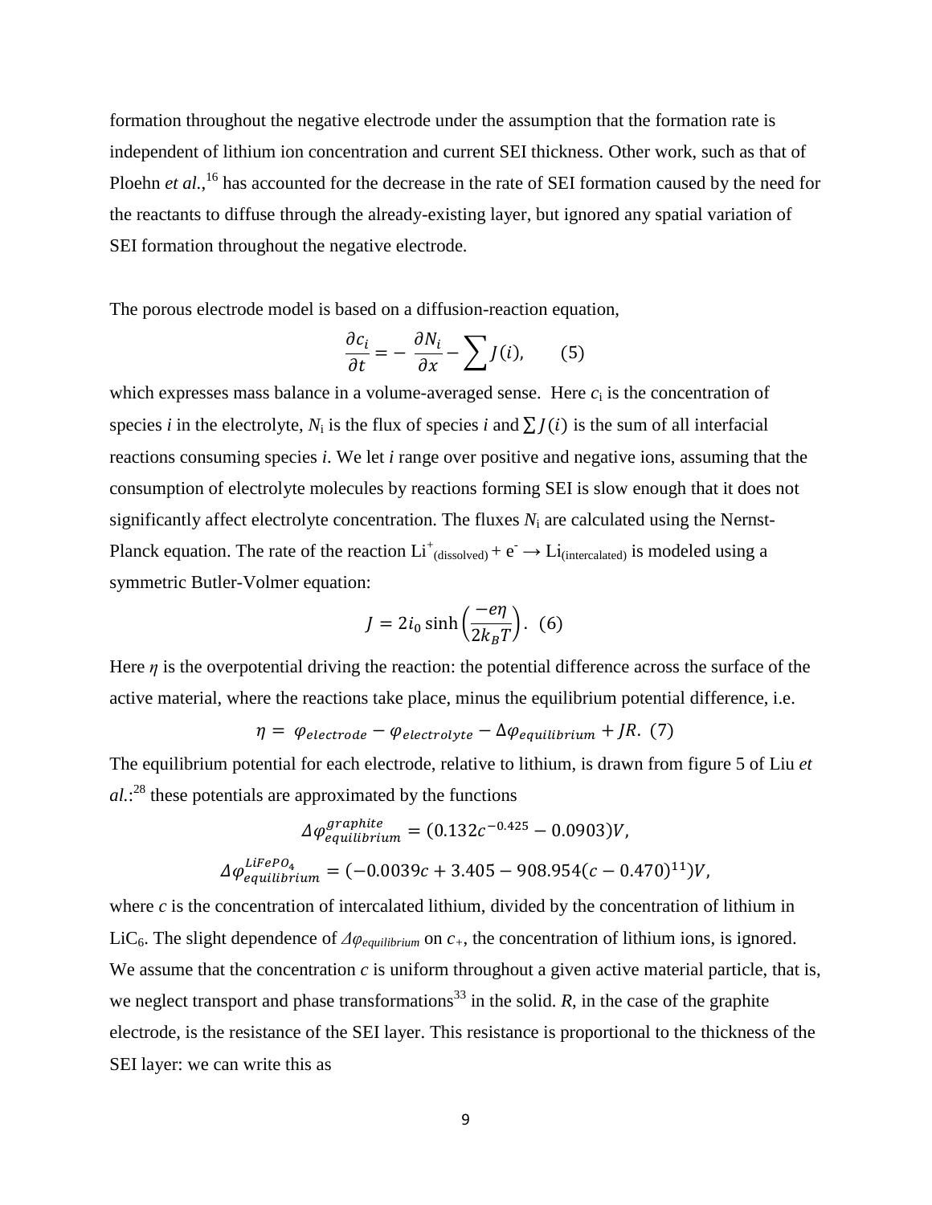formation throughout the negative electrode under the assumption that the formation rate is independent of lithium ion concentration and current SEI thickness. Other work, such as that of Ploehn *et al.*,[16] has accounted for the decrease in the rate of SEI formation caused by the need for the reactants to diffuse through the already-existing layer, but ignored any spatial variation of SEI formation throughout the negative electrode.

The porous electrode model is based on a diffusion-reaction equation,

$$\frac{\partial c_i}{\partial t} = -\frac{\partial N_i}{\partial x} - \sum J(i), \qquad (5)$$

which expresses mass balance in a volume-averaged sense. Here $c_i$ is the concentration of species *i* in the electrolyte, $N_i$ is the flux of species *i* and $\sum J(i)$ is the sum of all interfacial reactions consuming species *i*. We let *i* range over positive and negative ions, assuming that the consumption of electrolyte molecules by reactions forming SEI is slow enough that it does not significantly affect electrolyte concentration. The fluxes $N_i$ are calculated using the Nernst-Planck equation. The rate of the reaction $Li^+_{(dissolved)} + e^- \rightarrow Li_{(intercalated)}$ is modeled using a symmetric Butler-Volmer equation:

$$J = 2i_0 \sinh\left(\frac{-e\eta}{2k_BT}\right). \quad (6)$$

Here $\eta$ is the overpotential driving the reaction: the potential difference across the surface of the active material, where the reactions take place, minus the equilibrium potential difference, i.e.

$$\eta = \varphi_{electrode} - \varphi_{electrolyte} - \Delta\varphi_{equilibrium} + JR. \quad (7)$$

The equilibrium potential for each electrode, relative to lithium, is drawn from figure 5 of Liu *et al.*:[28] these potentials are approximated by the functions

$$\Delta\varphi_{equilibrium}^{graphite} = (0.132c^{-0.425} - 0.0903)V,$$

$$\Delta\varphi_{equilibrium}^{LiFePO_4} = (-0.0039c + 3.405 - 908.954(c - 0.470)^{11})V,$$

where *c* is the concentration of intercalated lithium, divided by the concentration of lithium in $LiC_6$. The slight dependence of $\Delta\varphi_{equilibrium}$ on $c_+$, the concentration of lithium ions, is ignored. We assume that the concentration *c* is uniform throughout a given active material particle, that is, we neglect transport and phase transformations[33] in the solid. *R*, in the case of the graphite electrode, is the resistance of the SEI layer. This resistance is proportional to the thickness of the SEI layer: we can write this as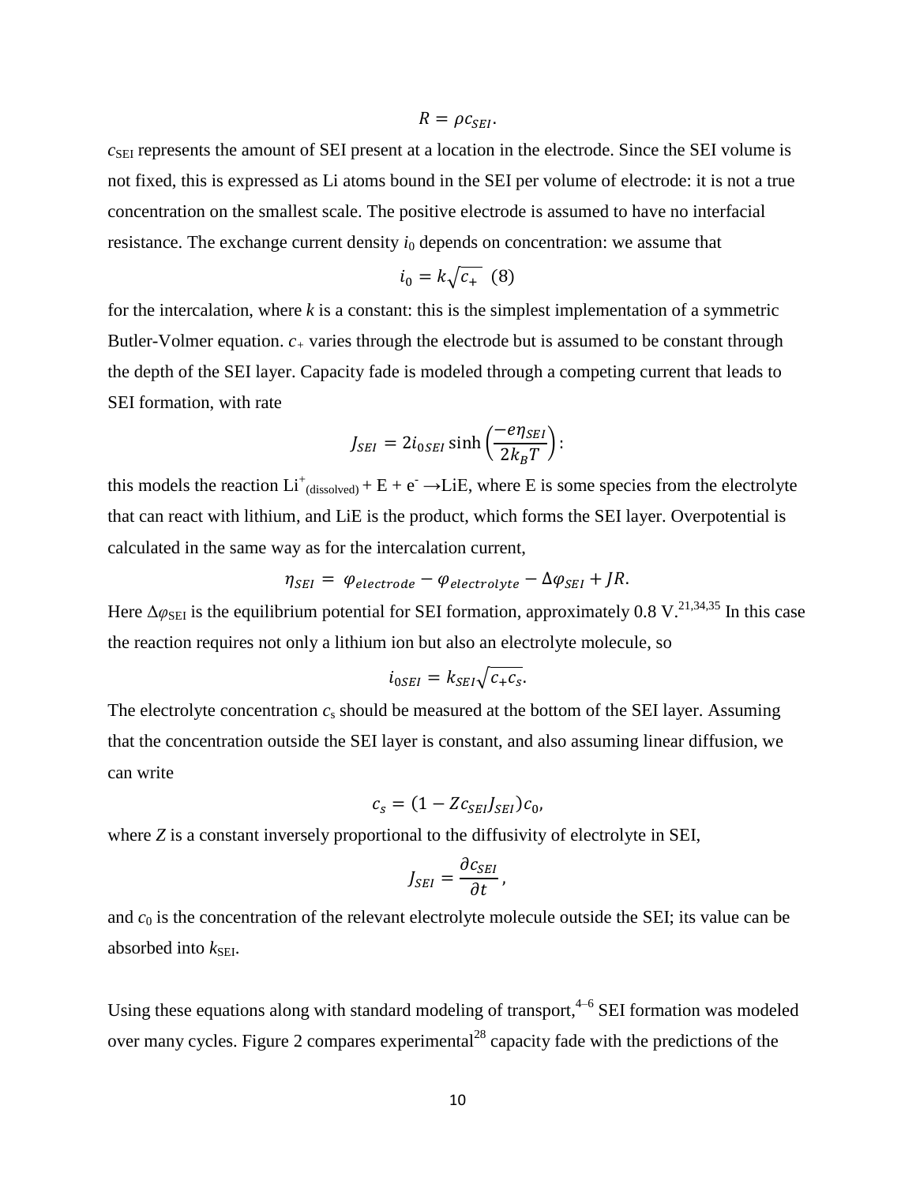$$R = \rho c_{SEI}.$$

$c_{SEI}$ represents the amount of SEI present at a location in the electrode. Since the SEI volume is not fixed, this is expressed as Li atoms bound in the SEI per volume of electrode: it is not a true concentration on the smallest scale. The positive electrode is assumed to have no interfacial resistance. The exchange current density $i_0$ depends on concentration: we assume that

$$i_0 = k\sqrt{c_+} \quad (8)$$

for the intercalation, where $k$ is a constant: this is the simplest implementation of a symmetric Butler-Volmer equation. $c_+$ varies through the electrode but is assumed to be constant through the depth of the SEI layer. Capacity fade is modeled through a competing current that leads to SEI formation, with rate

$$J_{SEI} = 2i_{0SEI}\sinh\left(\frac{-e\eta_{SEI}}{2k_BT}\right):$$

this models the reaction $Li^+_{(dissolved)} + E + e^- \rightarrow LiE$, where E is some species from the electrolyte that can react with lithium, and LiE is the product, which forms the SEI layer. Overpotential is calculated in the same way as for the intercalation current,

$$\eta_{SEI} = \varphi_{electrode} - \varphi_{electrolyte} - \Delta\varphi_{SEI} + JR.$$

Here $\Delta\varphi_{SEI}$ is the equilibrium potential for SEI formation, approximately 0.8 V.[21,34,35] In this case the reaction requires not only a lithium ion but also an electrolyte molecule, so

$$i_{0SEI} = k_{SEI}\sqrt{c_+c_s}.$$

The electrolyte concentration $c_s$ should be measured at the bottom of the SEI layer. Assuming that the concentration outside the SEI layer is constant, and also assuming linear diffusion, we can write

$$c_s = (1 - Zc_{SEI}J_{SEI})c_0,$$

where $Z$ is a constant inversely proportional to the diffusivity of electrolyte in SEI,

$$J_{SEI} = \frac{\partial c_{SEI}}{\partial t},$$

and $c_0$ is the concentration of the relevant electrolyte molecule outside the SEI; its value can be absorbed into $k_{SEI}$.

Using these equations along with standard modeling of transport,[4–6] SEI formation was modeled over many cycles. Figure 2 compares experimental[28] capacity fade with the predictions of the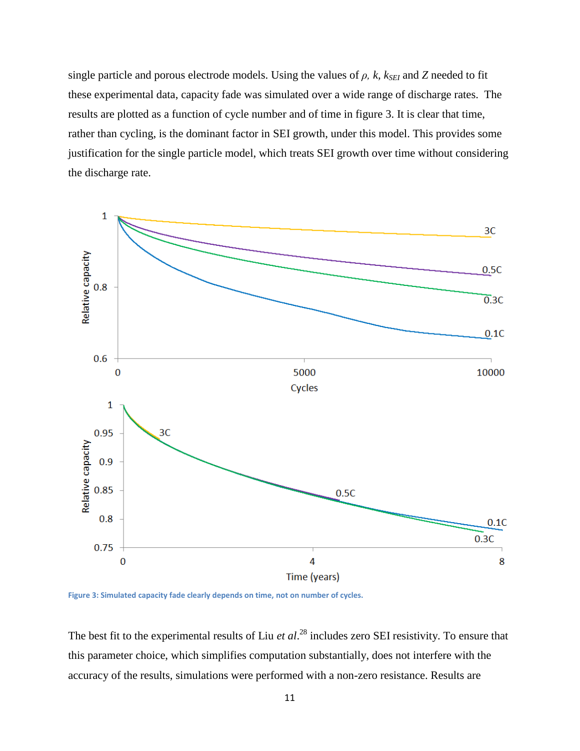single particle and porous electrode models. Using the values of $\rho$, $k$, $k_{SEI}$ and $Z$ needed to fit these experimental data, capacity fade was simulated over a wide range of discharge rates. The results are plotted as a function of cycle number and of time in figure 3. It is clear that time, rather than cycling, is the dominant factor in SEI growth, under this model. This provides some justification for the single particle model, which treats SEI growth over time without considering the discharge rate.

**Figure 3: Simulated capacity fade clearly depends on time, not on number of cycles.**

The best fit to the experimental results of Liu *et al.*[28] includes zero SEI resistivity. To ensure that this parameter choice, which simplifies computation substantially, does not interfere with the accuracy of the results, simulations were performed with a non-zero resistance. Results are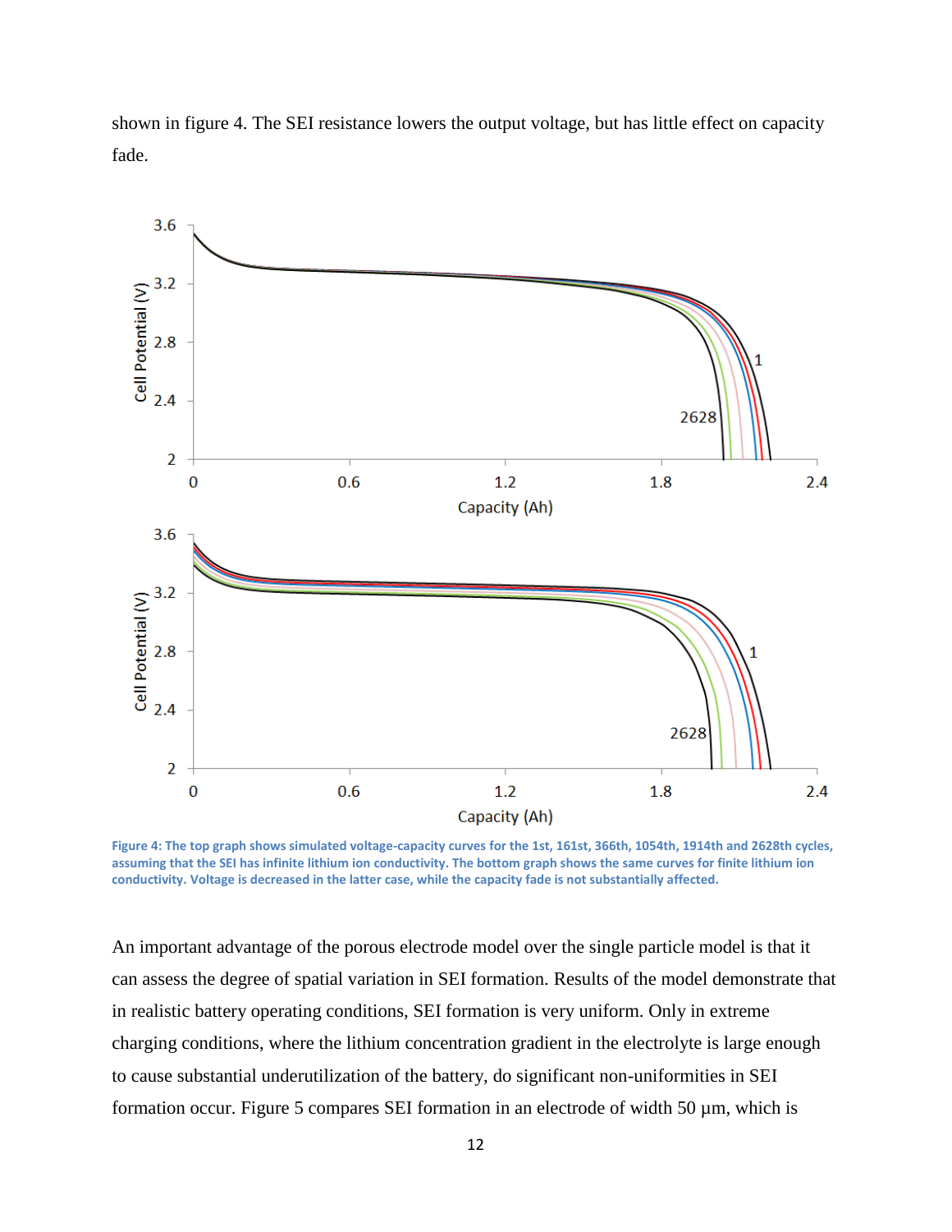shown in figure 4. The SEI resistance lowers the output voltage, but has little effect on capacity fade.

**Figure 4: The top graph shows simulated voltage-capacity curves for the 1st, 161st, 366th, 1054th, 1914th and 2628th cycles, assuming that the SEI has infinite lithium ion conductivity. The bottom graph shows the same curves for finite lithium ion conductivity. Voltage is decreased in the latter case, while the capacity fade is not substantially affected.**

An important advantage of the porous electrode model over the single particle model is that it can assess the degree of spatial variation in SEI formation. Results of the model demonstrate that in realistic battery operating conditions, SEI formation is very uniform. Only in extreme charging conditions, where the lithium concentration gradient in the electrolyte is large enough to cause substantial underutilization of the battery, do significant non-uniformities in SEI formation occur. Figure 5 compares SEI formation in an electrode of width 50 μm, which is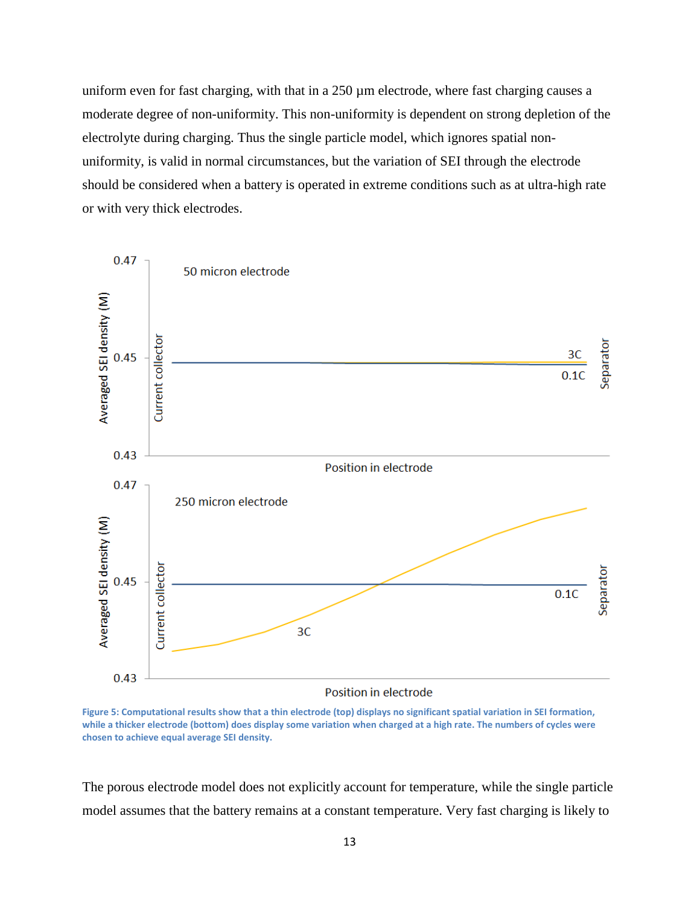uniform even for fast charging, with that in a 250 μm electrode, where fast charging causes a moderate degree of non-uniformity. This non-uniformity is dependent on strong depletion of the electrolyte during charging. Thus the single particle model, which ignores spatial non-uniformity, is valid in normal circumstances, but the variation of SEI through the electrode should be considered when a battery is operated in extreme conditions such as at ultra-high rate or with very thick electrodes.

**Figure 5: Computational results show that a thin electrode (top) displays no significant spatial variation in SEI formation, while a thicker electrode (bottom) does display some variation when charged at a high rate. The numbers of cycles were chosen to achieve equal average SEI density.**

The porous electrode model does not explicitly account for temperature, while the single particle model assumes that the battery remains at a constant temperature. Very fast charging is likely to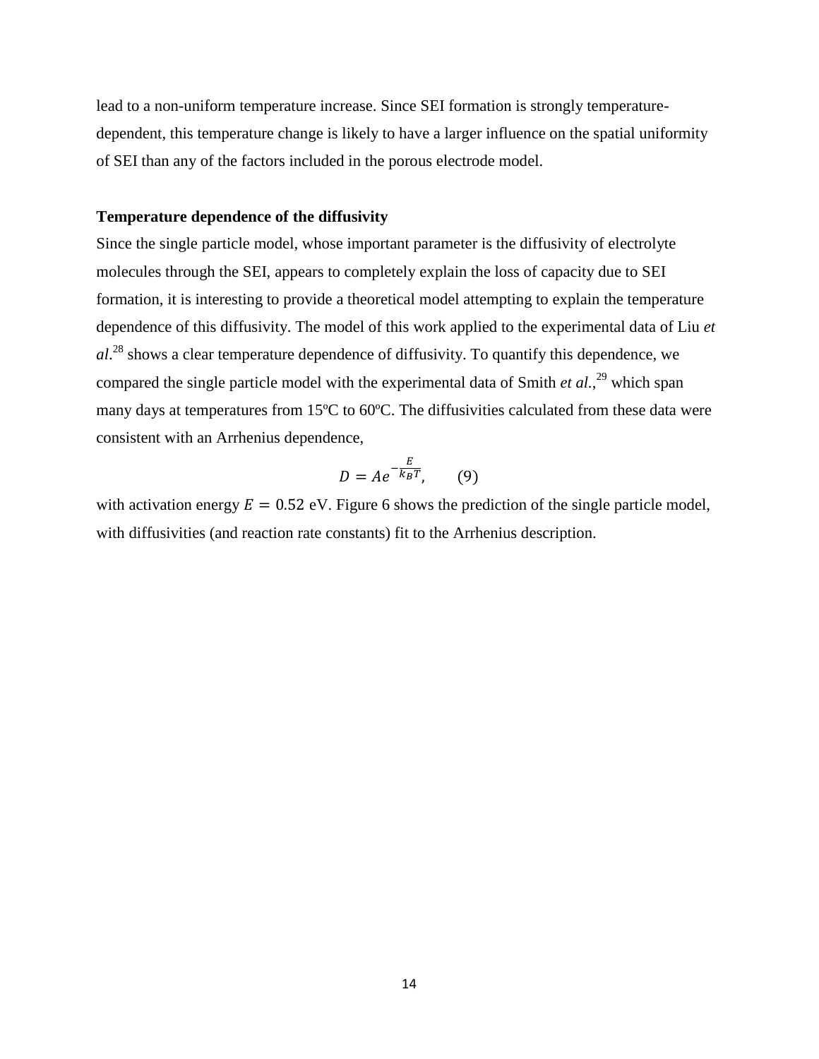lead to a non-uniform temperature increase. Since SEI formation is strongly temperature-dependent, this temperature change is likely to have a larger influence on the spatial uniformity of SEI than any of the factors included in the porous electrode model.

**Temperature dependence of the diffusivity**

Since the single particle model, whose important parameter is the diffusivity of electrolyte molecules through the SEI, appears to completely explain the loss of capacity due to SEI formation, it is interesting to provide a theoretical model attempting to explain the temperature dependence of this diffusivity. The model of this work applied to the experimental data of Liu *et al*.[28] shows a clear temperature dependence of diffusivity. To quantify this dependence, we compared the single particle model with the experimental data of Smith *et al.*,[29] which span many days at temperatures from 15ºC to 60ºC. The diffusivities calculated from these data were consistent with an Arrhenius dependence,

$$D = Ae^{-\frac{E}{k_B T}}, \qquad (9)$$

with activation energy $E = 0.52$ eV. Figure 6 shows the prediction of the single particle model, with diffusivities (and reaction rate constants) fit to the Arrhenius description.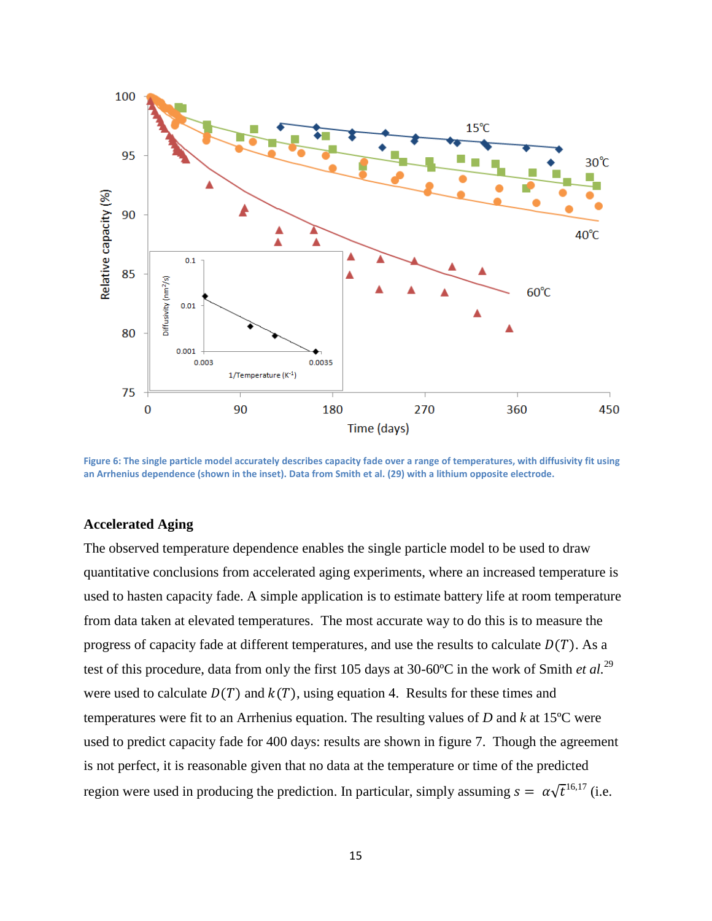Figure 6: The single particle model accurately describes capacity fade over a range of temperatures, with diffusivity fit using an Arrhenius dependence (shown in the inset). Data from Smith et al. (29) with a lithium opposite electrode.

### Accelerated Aging

The observed temperature dependence enables the single particle model to be used to draw quantitative conclusions from accelerated aging experiments, where an increased temperature is used to hasten capacity fade. A simple application is to estimate battery life at room temperature from data taken at elevated temperatures. The most accurate way to do this is to measure the progress of capacity fade at different temperatures, and use the results to calculate $D(T)$. As a test of this procedure, data from only the first 105 days at 30-60ºC in the work of Smith *et al.*[29] were used to calculate $D(T)$ and $k(T)$, using equation 4. Results for these times and temperatures were fit to an Arrhenius equation. The resulting values of $D$ and $k$ at 15ºC were used to predict capacity fade for 400 days: results are shown in figure 7. Though the agreement is not perfect, it is reasonable given that no data at the temperature or time of the predicted region were used in producing the prediction. In particular, simply assuming $s = \alpha\sqrt{t}$[16,17] (i.e.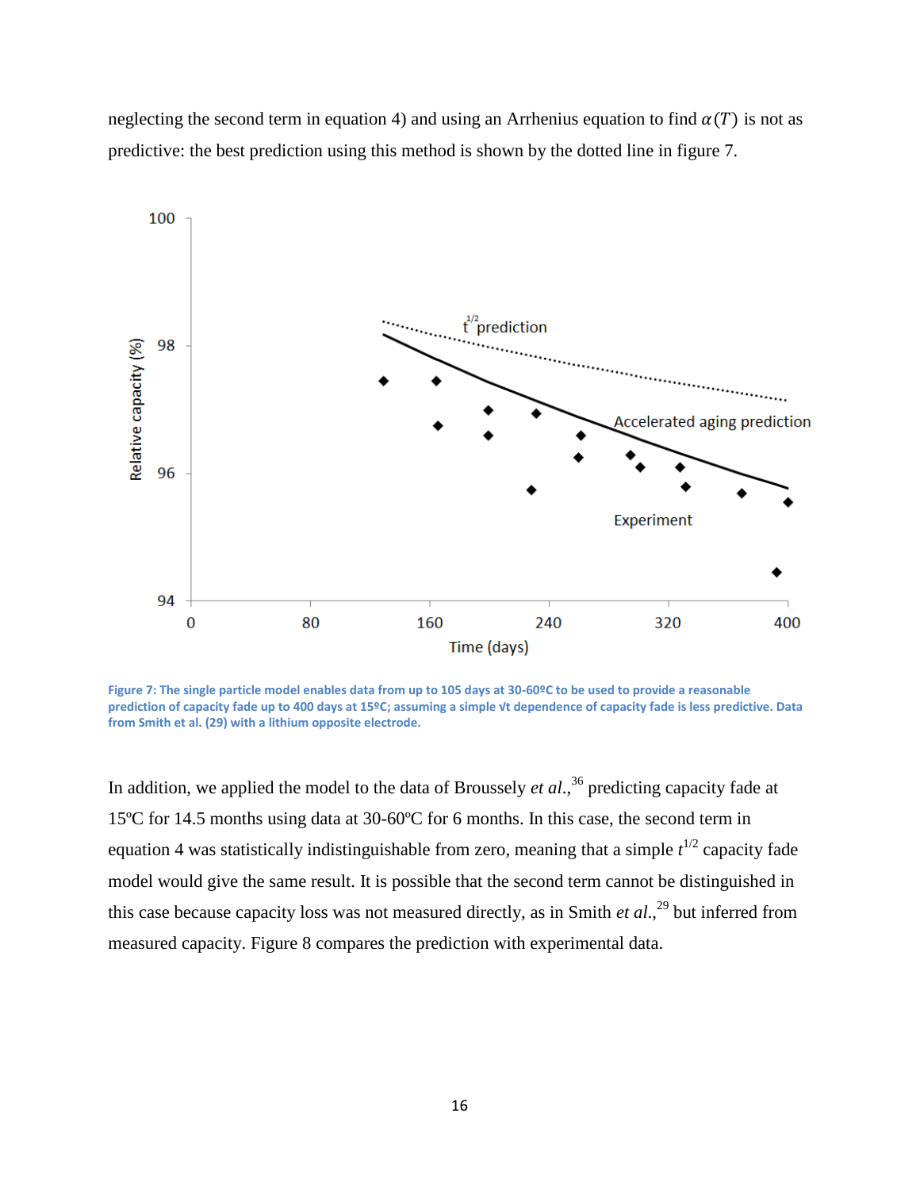neglecting the second term in equation 4) and using an Arrhenius equation to find $\alpha(T)$ is not as predictive: the best prediction using this method is shown by the dotted line in figure 7.

Figure 7: The single particle model enables data from up to 105 days at 30-60ºC to be used to provide a reasonable prediction of capacity fade up to 400 days at 15ºC; assuming a simple √t dependence of capacity fade is less predictive. Data from Smith et al. (29) with a lithium opposite electrode.

In addition, we applied the model to the data of Broussely *et al.*,[36] predicting capacity fade at 15ºC for 14.5 months using data at 30-60ºC for 6 months. In this case, the second term in equation 4 was statistically indistinguishable from zero, meaning that a simple $t^{1/2}$ capacity fade model would give the same result. It is possible that the second term cannot be distinguished in this case because capacity loss was not measured directly, as in Smith *et al.*,[29] but inferred from measured capacity. Figure 8 compares the prediction with experimental data.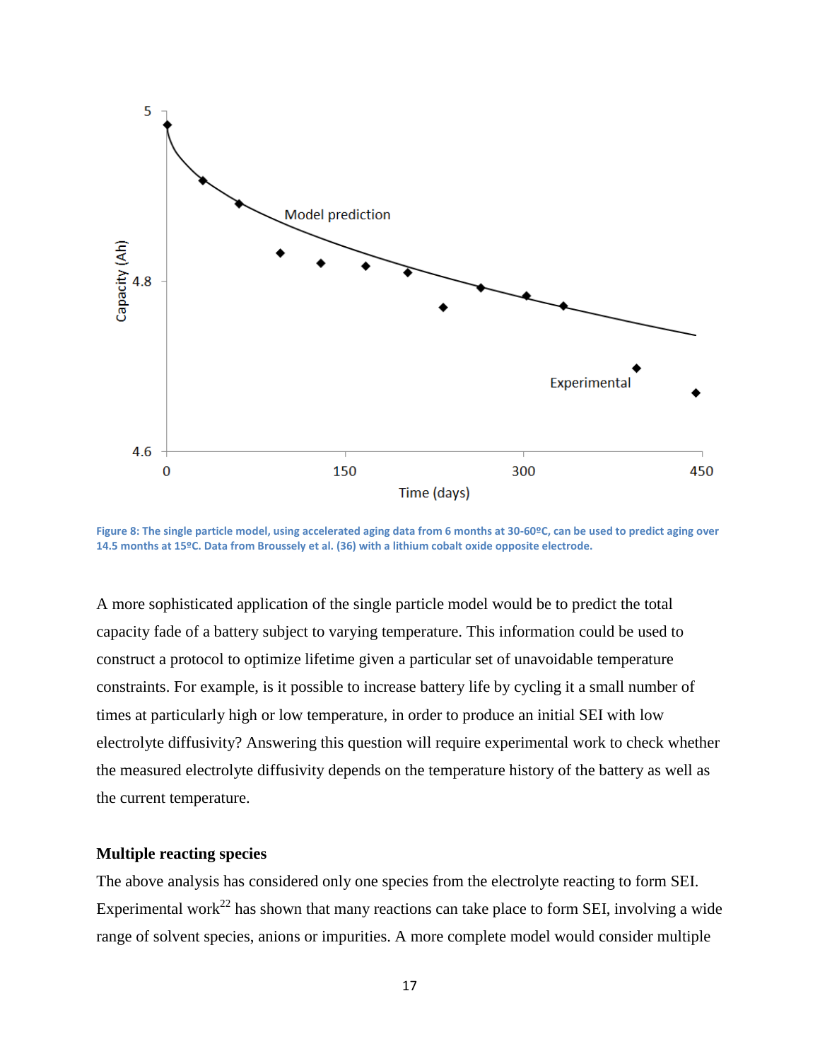Figure 8: The single particle model, using accelerated aging data from 6 months at 30-60ºC, can be used to predict aging over 14.5 months at 15ºC. Data from Broussely et al. (36) with a lithium cobalt oxide opposite electrode.

A more sophisticated application of the single particle model would be to predict the total capacity fade of a battery subject to varying temperature. This information could be used to construct a protocol to optimize lifetime given a particular set of unavoidable temperature constraints. For example, is it possible to increase battery life by cycling it a small number of times at particularly high or low temperature, in order to produce an initial SEI with low electrolyte diffusivity? Answering this question will require experimental work to check whether the measured electrolyte diffusivity depends on the temperature history of the battery as well as the current temperature.

### Multiple reacting species

The above analysis has considered only one species from the electrolyte reacting to form SEI. Experimental work[22] has shown that many reactions can take place to form SEI, involving a wide range of solvent species, anions or impurities. A more complete model would consider multiple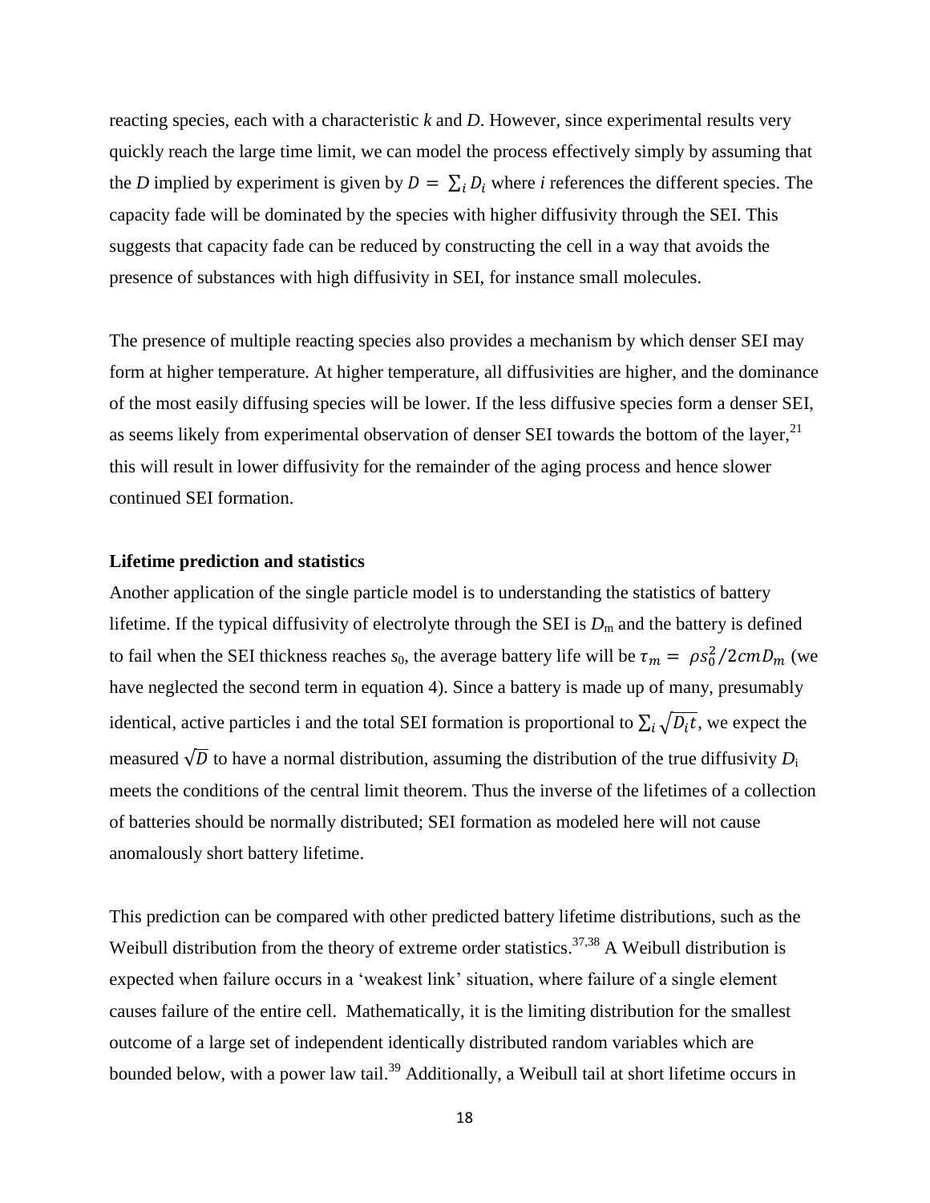reacting species, each with a characteristic *k* and *D*. However, since experimental results very quickly reach the large time limit, we can model the process effectively simply by assuming that the *D* implied by experiment is given by $D = \sum_i D_i$ where *i* references the different species. The capacity fade will be dominated by the species with higher diffusivity through the SEI. This suggests that capacity fade can be reduced by constructing the cell in a way that avoids the presence of substances with high diffusivity in SEI, for instance small molecules.

The presence of multiple reacting species also provides a mechanism by which denser SEI may form at higher temperature. At higher temperature, all diffusivities are higher, and the dominance of the most easily diffusing species will be lower. If the less diffusive species form a denser SEI, as seems likely from experimental observation of denser SEI towards the bottom of the layer,[21] this will result in lower diffusivity for the remainder of the aging process and hence slower continued SEI formation.

**Lifetime prediction and statistics**

Another application of the single particle model is to understanding the statistics of battery lifetime. If the typical diffusivity of electrolyte through the SEI is $D_m$ and the battery is defined to fail when the SEI thickness reaches $s_0$, the average battery life will be $\tau_m = \rho s_0^2 / 2cmD_m$ (we have neglected the second term in equation 4). Since a battery is made up of many, presumably identical, active particles i and the total SEI formation is proportional to $\sum_i \sqrt{D_i t}$, we expect the measured $\sqrt{D}$ to have a normal distribution, assuming the distribution of the true diffusivity $D_i$ meets the conditions of the central limit theorem. Thus the inverse of the lifetimes of a collection of batteries should be normally distributed; SEI formation as modeled here will not cause anomalously short battery lifetime.

This prediction can be compared with other predicted battery lifetime distributions, such as the Weibull distribution from the theory of extreme order statistics.[37,38] A Weibull distribution is expected when failure occurs in a 'weakest link' situation, where failure of a single element causes failure of the entire cell. Mathematically, it is the limiting distribution for the smallest outcome of a large set of independent identically distributed random variables which are bounded below, with a power law tail.[39] Additionally, a Weibull tail at short lifetime occurs in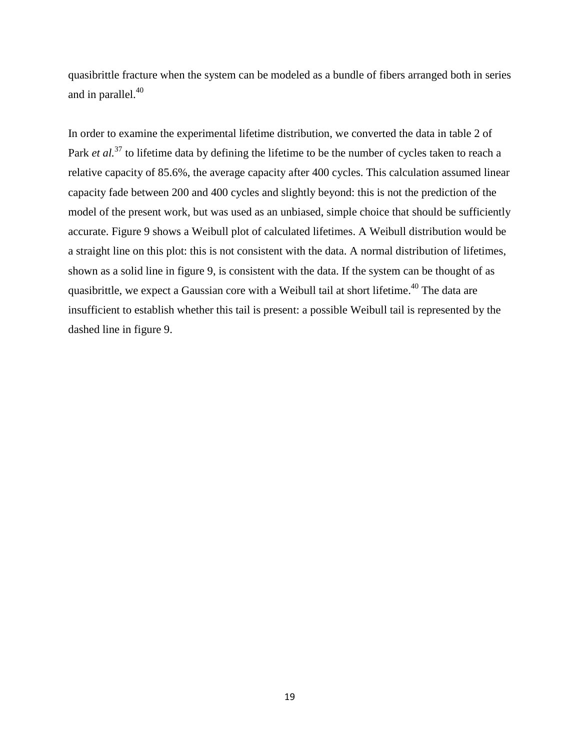quasibrittle fracture when the system can be modeled as a bundle of fibers arranged both in series and in parallel.[40]

In order to examine the experimental lifetime distribution, we converted the data in table 2 of Park *et al.*[37] to lifetime data by defining the lifetime to be the number of cycles taken to reach a relative capacity of 85.6%, the average capacity after 400 cycles. This calculation assumed linear capacity fade between 200 and 400 cycles and slightly beyond: this is not the prediction of the model of the present work, but was used as an unbiased, simple choice that should be sufficiently accurate. Figure 9 shows a Weibull plot of calculated lifetimes. A Weibull distribution would be a straight line on this plot: this is not consistent with the data. A normal distribution of lifetimes, shown as a solid line in figure 9, is consistent with the data. If the system can be thought of as quasibrittle, we expect a Gaussian core with a Weibull tail at short lifetime.[40] The data are insufficient to establish whether this tail is present: a possible Weibull tail is represented by the dashed line in figure 9.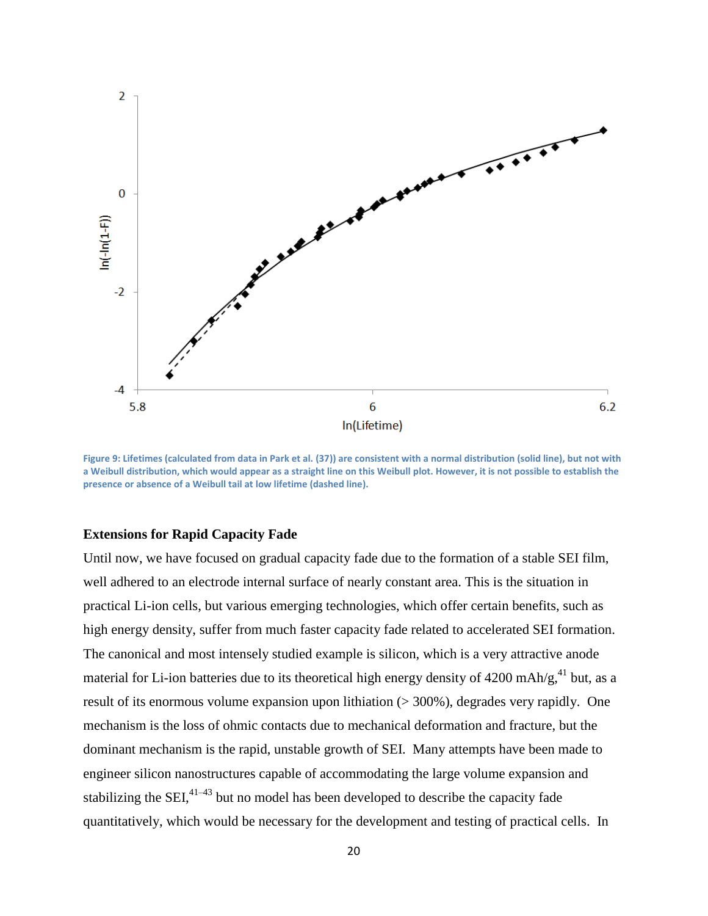Figure 9: Lifetimes (calculated from data in Park et al. (37)) are consistent with a normal distribution (solid line), but not with a Weibull distribution, which would appear as a straight line on this Weibull plot. However, it is not possible to establish the presence or absence of a Weibull tail at low lifetime (dashed line).

### Extensions for Rapid Capacity Fade

Until now, we have focused on gradual capacity fade due to the formation of a stable SEI film, well adhered to an electrode internal surface of nearly constant area. This is the situation in practical Li-ion cells, but various emerging technologies, which offer certain benefits, such as high energy density, suffer from much faster capacity fade related to accelerated SEI formation. The canonical and most intensely studied example is silicon, which is a very attractive anode material for Li-ion batteries due to its theoretical high energy density of 4200 mAh/g,[41] but, as a result of its enormous volume expansion upon lithiation (> 300%), degrades very rapidly. One mechanism is the loss of ohmic contacts due to mechanical deformation and fracture, but the dominant mechanism is the rapid, unstable growth of SEI. Many attempts have been made to engineer silicon nanostructures capable of accommodating the large volume expansion and stabilizing the SEI,[41–43] but no model has been developed to describe the capacity fade quantitatively, which would be necessary for the development and testing of practical cells. In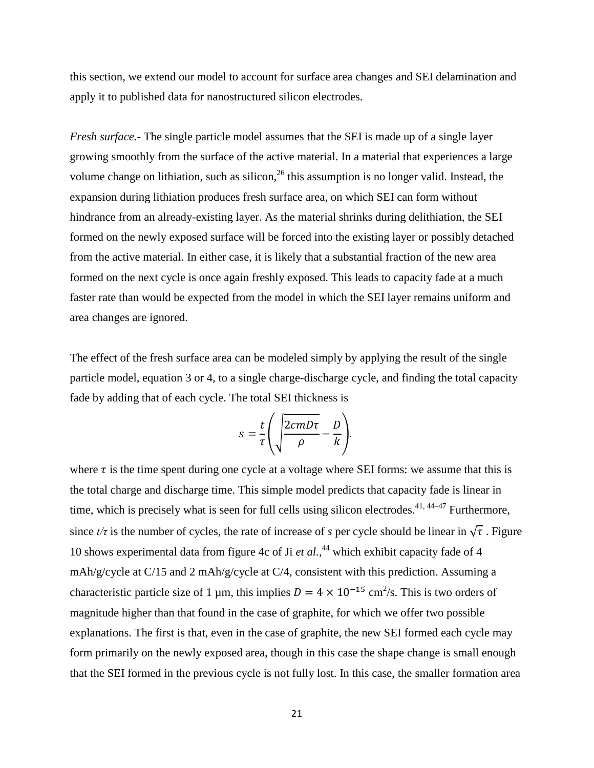this section, we extend our model to account for surface area changes and SEI delamination and apply it to published data for nanostructured silicon electrodes.

*Fresh surface.-* The single particle model assumes that the SEI is made up of a single layer growing smoothly from the surface of the active material. In a material that experiences a large volume change on lithiation, such as silicon,[26] this assumption is no longer valid. Instead, the expansion during lithiation produces fresh surface area, on which SEI can form without hindrance from an already-existing layer. As the material shrinks during delithiation, the SEI formed on the newly exposed surface will be forced into the existing layer or possibly detached from the active material. In either case, it is likely that a substantial fraction of the new area formed on the next cycle is once again freshly exposed. This leads to capacity fade at a much faster rate than would be expected from the model in which the SEI layer remains uniform and area changes are ignored.

The effect of the fresh surface area can be modeled simply by applying the result of the single particle model, equation 3 or 4, to a single charge-discharge cycle, and finding the total capacity fade by adding that of each cycle. The total SEI thickness is

$$s = \frac{t}{\tau}\left(\sqrt{\frac{2cmD\tau}{\rho}} - \frac{D}{k}\right).$$

where $\tau$ is the time spent during one cycle at a voltage where SEI forms: we assume that this is the total charge and discharge time. This simple model predicts that capacity fade is linear in time, which is precisely what is seen for full cells using silicon electrodes.[41, 44–47] Furthermore, since $t/\tau$ is the number of cycles, the rate of increase of $s$ per cycle should be linear in $\sqrt{\tau}$ . Figure 10 shows experimental data from figure 4c of Ji *et al.*,[44] which exhibit capacity fade of 4 mAh/g/cycle at C/15 and 2 mAh/g/cycle at C/4, consistent with this prediction. Assuming a characteristic particle size of 1 μm, this implies $D = 4 \times 10^{-15}$ cm$^2$/s. This is two orders of magnitude higher than that found in the case of graphite, for which we offer two possible explanations. The first is that, even in the case of graphite, the new SEI formed each cycle may form primarily on the newly exposed area, though in this case the shape change is small enough that the SEI formed in the previous cycle is not fully lost. In this case, the smaller formation area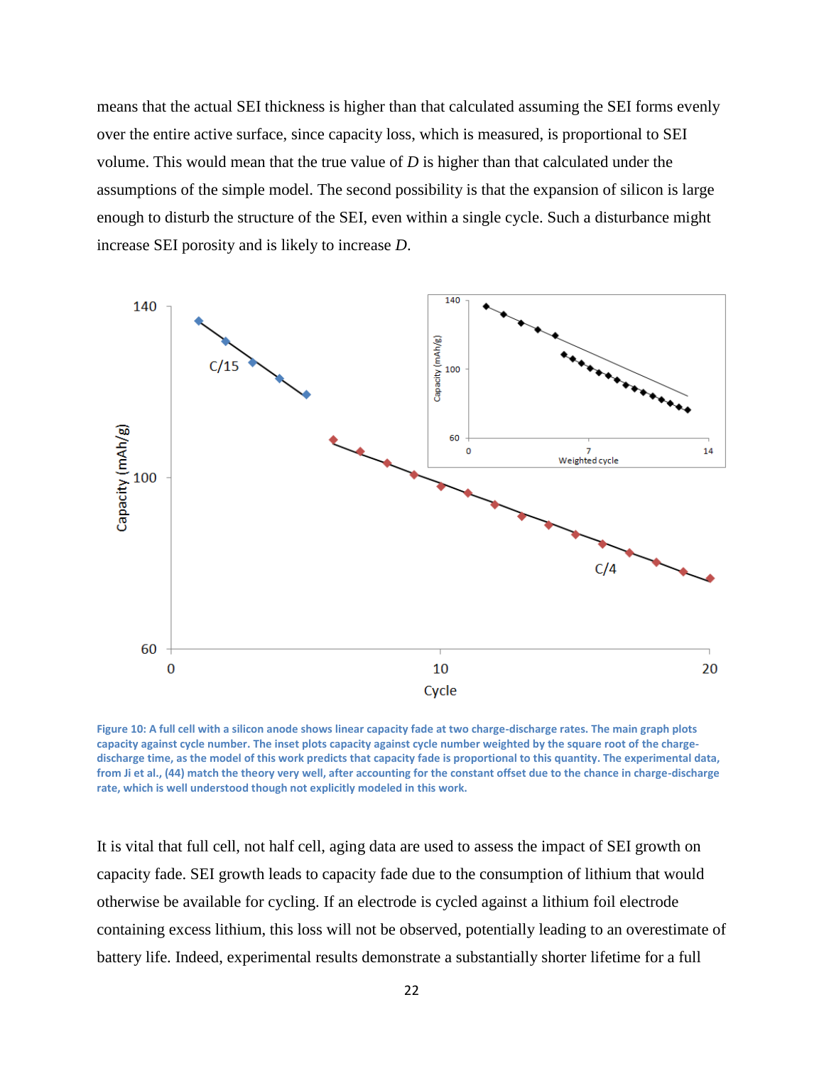means that the actual SEI thickness is higher than that calculated assuming the SEI forms evenly over the entire active surface, since capacity loss, which is measured, is proportional to SEI volume. This would mean that the true value of $D$ is higher than that calculated under the assumptions of the simple model. The second possibility is that the expansion of silicon is large enough to disturb the structure of the SEI, even within a single cycle. Such a disturbance might increase SEI porosity and is likely to increase $D$.

**Figure 10: A full cell with a silicon anode shows linear capacity fade at two charge-discharge rates. The main graph plots capacity against cycle number. The inset plots capacity against cycle number weighted by the square root of the charge-discharge time, as the model of this work predicts that capacity fade is proportional to this quantity. The experimental data, from Ji et al., (44) match the theory very well, after accounting for the constant offset due to the chance in charge-discharge rate, which is well understood though not explicitly modeled in this work.**

It is vital that full cell, not half cell, aging data are used to assess the impact of SEI growth on capacity fade. SEI growth leads to capacity fade due to the consumption of lithium that would otherwise be available for cycling. If an electrode is cycled against a lithium foil electrode containing excess lithium, this loss will not be observed, potentially leading to an overestimate of battery life. Indeed, experimental results demonstrate a substantially shorter lifetime for a full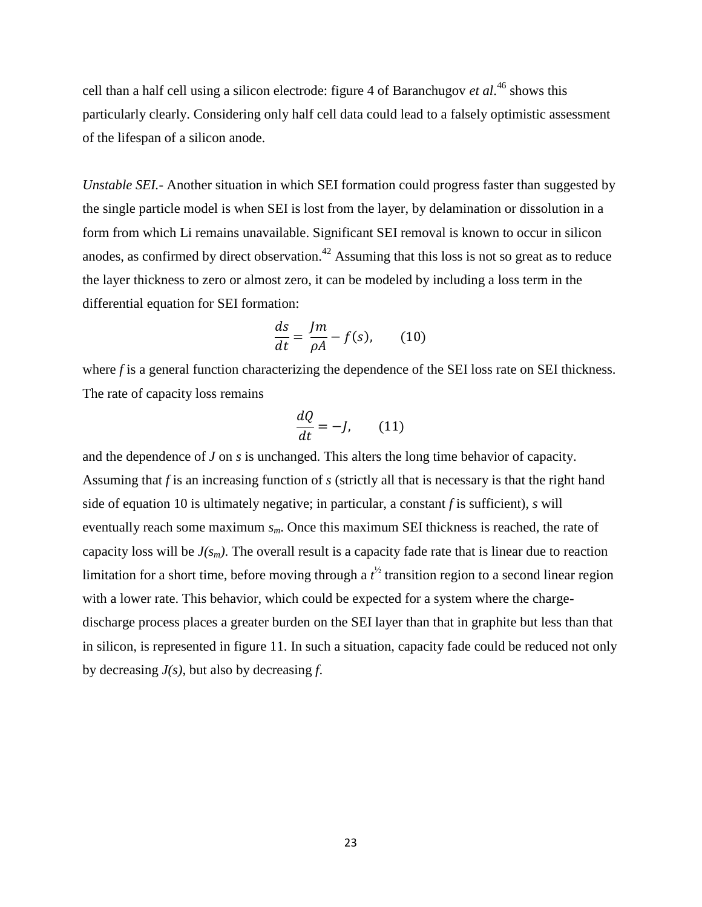cell than a half cell using a silicon electrode: figure 4 of Baranchugov *et al*.[46] shows this particularly clearly. Considering only half cell data could lead to a falsely optimistic assessment of the lifespan of a silicon anode.

*Unstable SEI*.- Another situation in which SEI formation could progress faster than suggested by the single particle model is when SEI is lost from the layer, by delamination or dissolution in a form from which Li remains unavailable. Significant SEI removal is known to occur in silicon anodes, as confirmed by direct observation.[42] Assuming that this loss is not so great as to reduce the layer thickness to zero or almost zero, it can be modeled by including a loss term in the differential equation for SEI formation:

$$\frac{ds}{dt} = \frac{Jm}{\rho A} - f(s), \qquad (10)$$

where $f$ is a general function characterizing the dependence of the SEI loss rate on SEI thickness. The rate of capacity loss remains

$$\frac{dQ}{dt} = -J, \qquad (11)$$

and the dependence of $J$ on $s$ is unchanged. This alters the long time behavior of capacity. Assuming that $f$ is an increasing function of $s$ (strictly all that is necessary is that the right hand side of equation 10 is ultimately negative; in particular, a constant $f$ is sufficient), $s$ will eventually reach some maximum $s_m$. Once this maximum SEI thickness is reached, the rate of capacity loss will be $J(s_m)$. The overall result is a capacity fade rate that is linear due to reaction limitation for a short time, before moving through a $t^{1/2}$ transition region to a second linear region with a lower rate. This behavior, which could be expected for a system where the charge-discharge process places a greater burden on the SEI layer than that in graphite but less than that in silicon, is represented in figure 11. In such a situation, capacity fade could be reduced not only by decreasing $J(s)$, but also by decreasing $f$.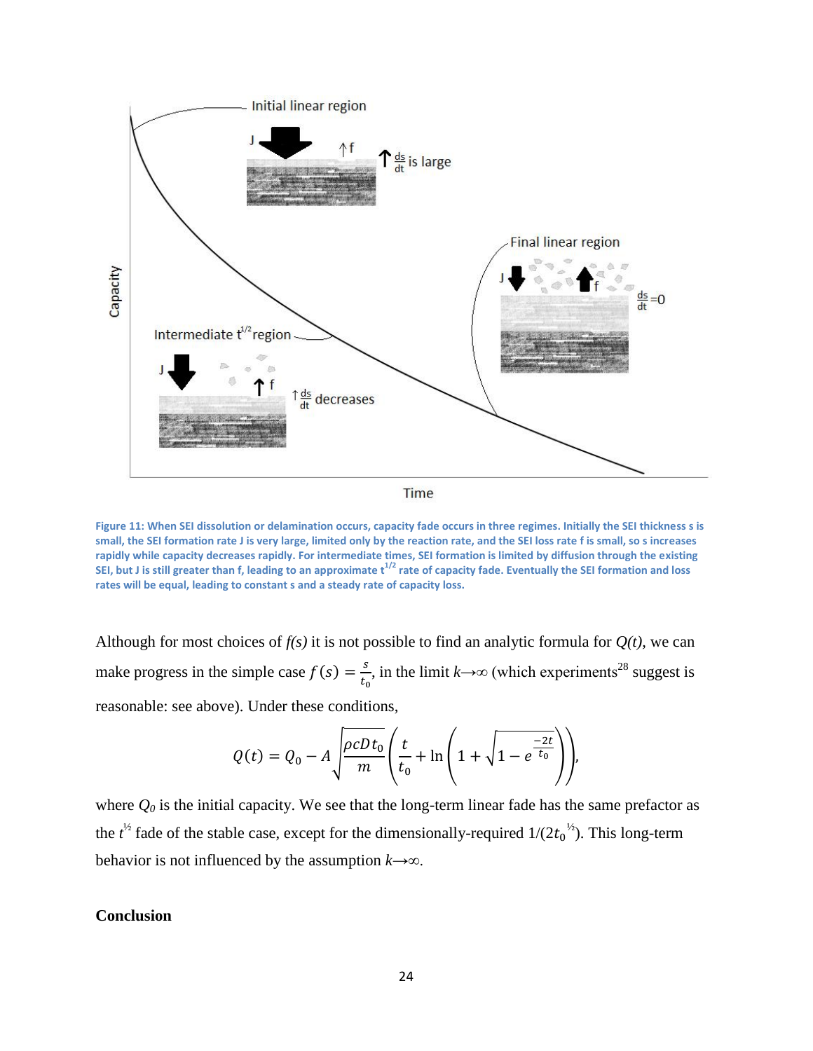Figure 11: When SEI dissolution or delamination occurs, capacity fade occurs in three regimes. Initially the SEI thickness s is small, the SEI formation rate J is very large, limited only by the reaction rate, and the SEI loss rate f is small, so s increases rapidly while capacity decreases rapidly. For intermediate times, SEI formation is limited by diffusion through the existing SEI, but J is still greater than f, leading to an approximate $t^{1/2}$ rate of capacity fade. Eventually the SEI formation and loss rates will be equal, leading to constant s and a steady rate of capacity loss.

Although for most choices of $f(s)$ it is not possible to find an analytic formula for $Q(t)$, we can make progress in the simple case $f(s) = \frac{s}{t_0}$, in the limit $k \to \infty$ (which experiments[28] suggest is reasonable: see above). Under these conditions,

$$Q(t) = Q_0 - A\sqrt{\frac{\rho c D t_0}{m}}\left(\frac{t}{t_0} + \ln\left(1 + \sqrt{1 - e^{\frac{-2t}{t_0}}}\right)\right),$$

where $Q_0$ is the initial capacity. We see that the long-term linear fade has the same prefactor as the $t^{1/2}$ fade of the stable case, except for the dimensionally-required $1/(2t_0^{1/2})$. This long-term behavior is not influenced by the assumption $k \to \infty$.

## Conclusion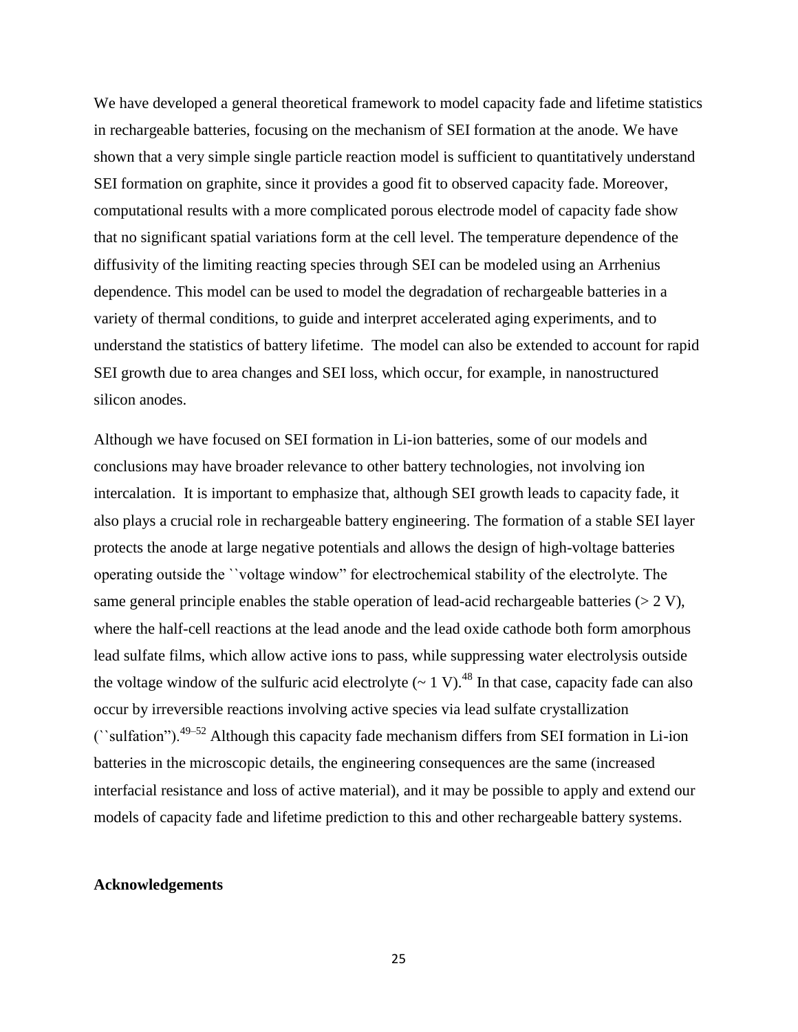We have developed a general theoretical framework to model capacity fade and lifetime statistics in rechargeable batteries, focusing on the mechanism of SEI formation at the anode. We have shown that a very simple single particle reaction model is sufficient to quantitatively understand SEI formation on graphite, since it provides a good fit to observed capacity fade. Moreover, computational results with a more complicated porous electrode model of capacity fade show that no significant spatial variations form at the cell level. The temperature dependence of the diffusivity of the limiting reacting species through SEI can be modeled using an Arrhenius dependence. This model can be used to model the degradation of rechargeable batteries in a variety of thermal conditions, to guide and interpret accelerated aging experiments, and to understand the statistics of battery lifetime. The model can also be extended to account for rapid SEI growth due to area changes and SEI loss, which occur, for example, in nanostructured silicon anodes.

Although we have focused on SEI formation in Li-ion batteries, some of our models and conclusions may have broader relevance to other battery technologies, not involving ion intercalation. It is important to emphasize that, although SEI growth leads to capacity fade, it also plays a crucial role in rechargeable battery engineering. The formation of a stable SEI layer protects the anode at large negative potentials and allows the design of high-voltage batteries operating outside the ``voltage window" for electrochemical stability of the electrolyte. The same general principle enables the stable operation of lead-acid rechargeable batteries (> 2 V), where the half-cell reactions at the lead anode and the lead oxide cathode both form amorphous lead sulfate films, which allow active ions to pass, while suppressing water electrolysis outside the voltage window of the sulfuric acid electrolyte (~ 1 V).[48] In that case, capacity fade can also occur by irreversible reactions involving active species via lead sulfate crystallization (``sulfation").[49–52] Although this capacity fade mechanism differs from SEI formation in Li-ion batteries in the microscopic details, the engineering consequences are the same (increased interfacial resistance and loss of active material), and it may be possible to apply and extend our models of capacity fade and lifetime prediction to this and other rechargeable battery systems.

## Acknowledgements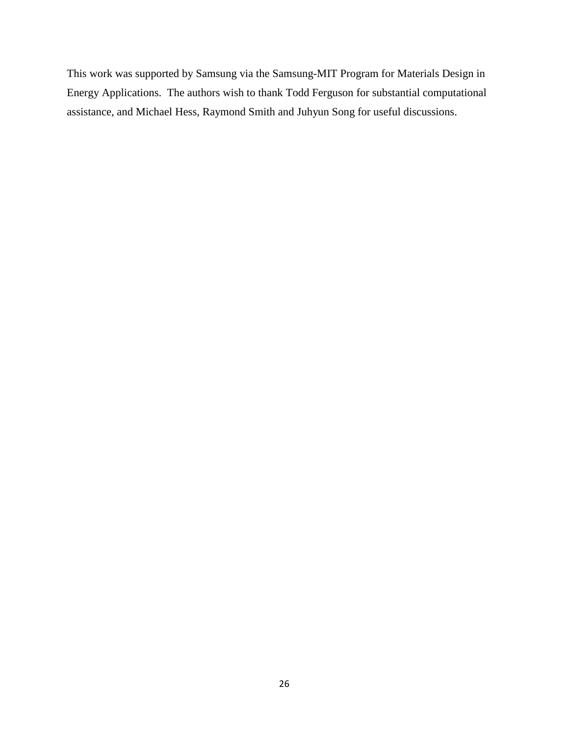This work was supported by Samsung via the Samsung-MIT Program for Materials Design in Energy Applications. The authors wish to thank Todd Ferguson for substantial computational assistance, and Michael Hess, Raymond Smith and Juhyun Song for useful discussions.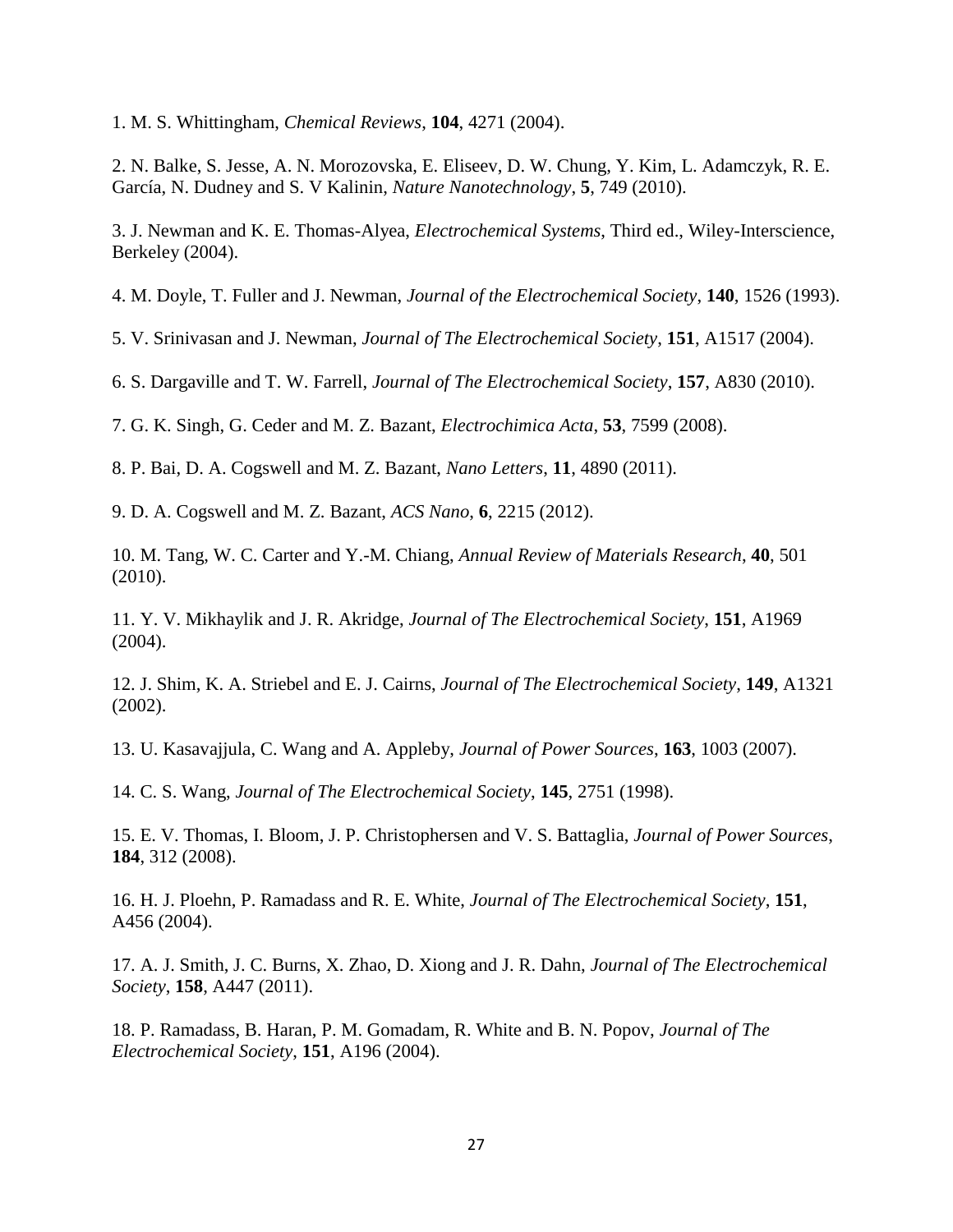1. M. S. Whittingham, *Chemical Reviews*, **104**, 4271 (2004).

2. N. Balke, S. Jesse, A. N. Morozovska, E. Eliseev, D. W. Chung, Y. Kim, L. Adamczyk, R. E. García, N. Dudney and S. V Kalinin, *Nature Nanotechnology*, **5**, 749 (2010).

3. J. Newman and K. E. Thomas-Alyea, *Electrochemical Systems*, Third ed., Wiley-Interscience, Berkeley (2004).

4. M. Doyle, T. Fuller and J. Newman, *Journal of the Electrochemical Society*, **140**, 1526 (1993).

5. V. Srinivasan and J. Newman, *Journal of The Electrochemical Society*, **151**, A1517 (2004).

6. S. Dargaville and T. W. Farrell, *Journal of The Electrochemical Society*, **157**, A830 (2010).

7. G. K. Singh, G. Ceder and M. Z. Bazant, *Electrochimica Acta*, **53**, 7599 (2008).

8. P. Bai, D. A. Cogswell and M. Z. Bazant, *Nano Letters*, **11**, 4890 (2011).

9. D. A. Cogswell and M. Z. Bazant, *ACS Nano*, **6**, 2215 (2012).

10. M. Tang, W. C. Carter and Y.-M. Chiang, *Annual Review of Materials Research*, **40**, 501 (2010).

11. Y. V. Mikhaylik and J. R. Akridge, *Journal of The Electrochemical Society*, **151**, A1969 (2004).

12. J. Shim, K. A. Striebel and E. J. Cairns, *Journal of The Electrochemical Society*, **149**, A1321 (2002).

13. U. Kasavajjula, C. Wang and A. Appleby, *Journal of Power Sources*, **163**, 1003 (2007).

14. C. S. Wang, *Journal of The Electrochemical Society*, **145**, 2751 (1998).

15. E. V. Thomas, I. Bloom, J. P. Christophersen and V. S. Battaglia, *Journal of Power Sources*, **184**, 312 (2008).

16. H. J. Ploehn, P. Ramadass and R. E. White, *Journal of The Electrochemical Society*, **151**, A456 (2004).

17. A. J. Smith, J. C. Burns, X. Zhao, D. Xiong and J. R. Dahn, *Journal of The Electrochemical Society*, **158**, A447 (2011).

18. P. Ramadass, B. Haran, P. M. Gomadam, R. White and B. N. Popov, *Journal of The Electrochemical Society*, **151**, A196 (2004).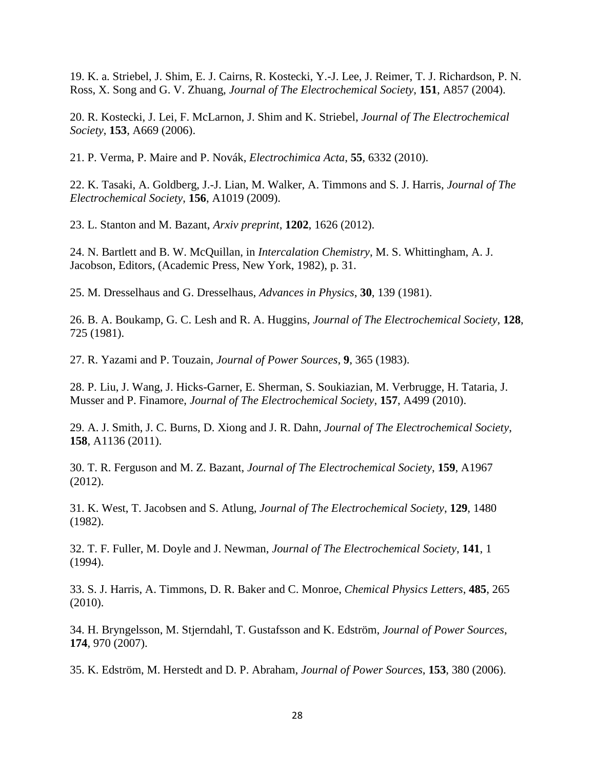19. K. a. Striebel, J. Shim, E. J. Cairns, R. Kostecki, Y.-J. Lee, J. Reimer, T. J. Richardson, P. N. Ross, X. Song and G. V. Zhuang, *Journal of The Electrochemical Society*, **151**, A857 (2004).

20. R. Kostecki, J. Lei, F. McLarnon, J. Shim and K. Striebel, *Journal of The Electrochemical Society*, **153**, A669 (2006).

21. P. Verma, P. Maire and P. Novák, *Electrochimica Acta*, **55**, 6332 (2010).

22. K. Tasaki, A. Goldberg, J.-J. Lian, M. Walker, A. Timmons and S. J. Harris, *Journal of The Electrochemical Society*, **156**, A1019 (2009).

23. L. Stanton and M. Bazant, *Arxiv preprint*, **1202**, 1626 (2012).

24. N. Bartlett and B. W. McQuillan, in *Intercalation Chemistry*, M. S. Whittingham, A. J. Jacobson, Editors, (Academic Press, New York, 1982), p. 31.

25. M. Dresselhaus and G. Dresselhaus, *Advances in Physics*, **30**, 139 (1981).

26. B. A. Boukamp, G. C. Lesh and R. A. Huggins, *Journal of The Electrochemical Society*, **128**, 725 (1981).

27. R. Yazami and P. Touzain, *Journal of Power Sources*, **9**, 365 (1983).

28. P. Liu, J. Wang, J. Hicks-Garner, E. Sherman, S. Soukiazian, M. Verbrugge, H. Tataria, J. Musser and P. Finamore, *Journal of The Electrochemical Society*, **157**, A499 (2010).

29. A. J. Smith, J. C. Burns, D. Xiong and J. R. Dahn, *Journal of The Electrochemical Society*, **158**, A1136 (2011).

30. T. R. Ferguson and M. Z. Bazant, *Journal of The Electrochemical Society*, **159**, A1967 (2012).

31. K. West, T. Jacobsen and S. Atlung, *Journal of The Electrochemical Society*, **129**, 1480 (1982).

32. T. F. Fuller, M. Doyle and J. Newman, *Journal of The Electrochemical Society*, **141**, 1 (1994).

33. S. J. Harris, A. Timmons, D. R. Baker and C. Monroe, *Chemical Physics Letters*, **485**, 265 (2010).

34. H. Bryngelsson, M. Stjerndahl, T. Gustafsson and K. Edström, *Journal of Power Sources*, **174**, 970 (2007).

35. K. Edström, M. Herstedt and D. P. Abraham, *Journal of Power Sources*, **153**, 380 (2006).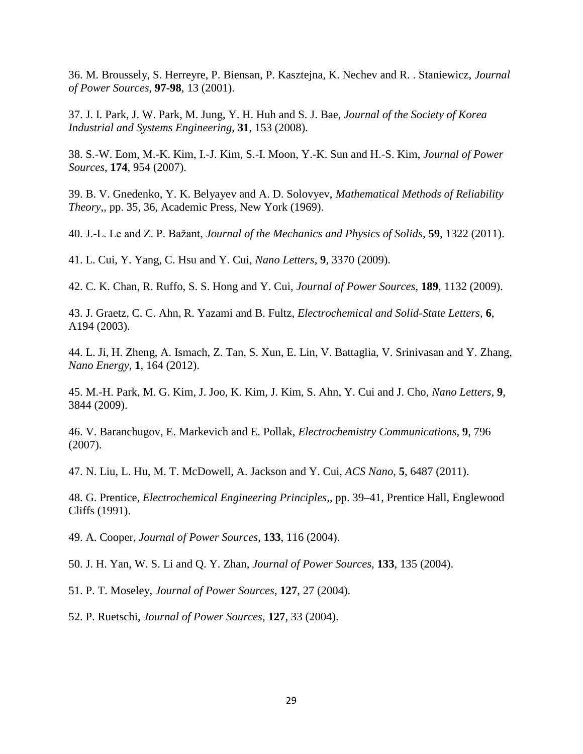36. M. Broussely, S. Herreyre, P. Biensan, P. Kasztejna, K. Nechev and R. . Staniewicz, *Journal of Power Sources*, **97-98**, 13 (2001).

37. J. I. Park, J. W. Park, M. Jung, Y. H. Huh and S. J. Bae, *Journal of the Society of Korea Industrial and Systems Engineering*, **31**, 153 (2008).

38. S.-W. Eom, M.-K. Kim, I.-J. Kim, S.-I. Moon, Y.-K. Sun and H.-S. Kim, *Journal of Power Sources*, **174**, 954 (2007).

39. B. V. Gnedenko, Y. K. Belyayev and A. D. Solovyev, *Mathematical Methods of Reliability Theory*,, pp. 35, 36, Academic Press, New York (1969).

40. J.-L. Le and Z. P. Bažant, *Journal of the Mechanics and Physics of Solids*, **59**, 1322 (2011).

41. L. Cui, Y. Yang, C. Hsu and Y. Cui, *Nano Letters*, **9**, 3370 (2009).

42. C. K. Chan, R. Ruffo, S. S. Hong and Y. Cui, *Journal of Power Sources*, **189**, 1132 (2009).

43. J. Graetz, C. C. Ahn, R. Yazami and B. Fultz, *Electrochemical and Solid-State Letters*, **6**, A194 (2003).

44. L. Ji, H. Zheng, A. Ismach, Z. Tan, S. Xun, E. Lin, V. Battaglia, V. Srinivasan and Y. Zhang, *Nano Energy*, **1**, 164 (2012).

45. M.-H. Park, M. G. Kim, J. Joo, K. Kim, J. Kim, S. Ahn, Y. Cui and J. Cho, *Nano Letters*, **9**, 3844 (2009).

46. V. Baranchugov, E. Markevich and E. Pollak, *Electrochemistry Communications*, **9**, 796 (2007).

47. N. Liu, L. Hu, M. T. McDowell, A. Jackson and Y. Cui, *ACS Nano*, **5**, 6487 (2011).

48. G. Prentice, *Electrochemical Engineering Principles*,, pp. 39–41, Prentice Hall, Englewood Cliffs (1991).

49. A. Cooper, *Journal of Power Sources*, **133**, 116 (2004).

50. J. H. Yan, W. S. Li and Q. Y. Zhan, *Journal of Power Sources*, **133**, 135 (2004).

51. P. T. Moseley, *Journal of Power Sources*, **127**, 27 (2004).

52. P. Ruetschi, *Journal of Power Sources*, **127**, 33 (2004).